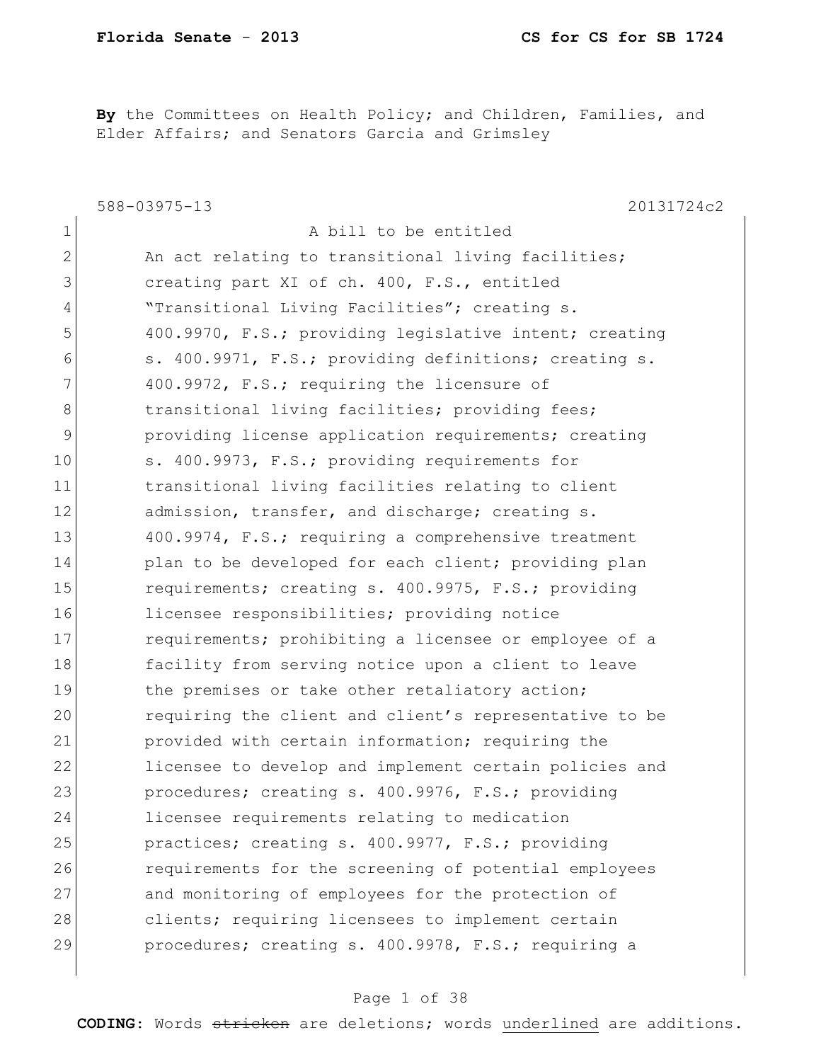**By** the Committees on Health Policy; and Children, Families, and Elder Affairs; and Senators Garcia and Grimsley

588-03975-13 20131724c2

1 A bill to be entitled
2 An act relating to transitional living facilities;
3 creating part XI of ch. 400, F.S., entitled
4 "Transitional Living Facilities"; creating s.
5 400.9970, F.S.; providing legislative intent; creating
6 s. 400.9971, F.S.; providing definitions; creating s.
7 400.9972, F.S.; requiring the licensure of
8 transitional living facilities; providing fees;
9 providing license application requirements; creating
10 s. 400.9973, F.S.; providing requirements for
11 transitional living facilities relating to client
12 admission, transfer, and discharge; creating s.
13 400.9974, F.S.; requiring a comprehensive treatment
14 plan to be developed for each client; providing plan
15 requirements; creating s. 400.9975, F.S.; providing
16 licensee responsibilities; providing notice
17 requirements; prohibiting a licensee or employee of a
18 facility from serving notice upon a client to leave
19 the premises or take other retaliatory action;
20 requiring the client and client's representative to be
21 provided with certain information; requiring the
22 licensee to develop and implement certain policies and
23 procedures; creating s. 400.9976, F.S.; providing
24 licensee requirements relating to medication
25 practices; creating s. 400.9977, F.S.; providing
26 requirements for the screening of potential employees
27 and monitoring of employees for the protection of
28 clients; requiring licensees to implement certain
29 procedures; creating s. 400.9978, F.S.; requiring a

**CODING:** Words ~~stricken~~ are deletions; words underlined are additions.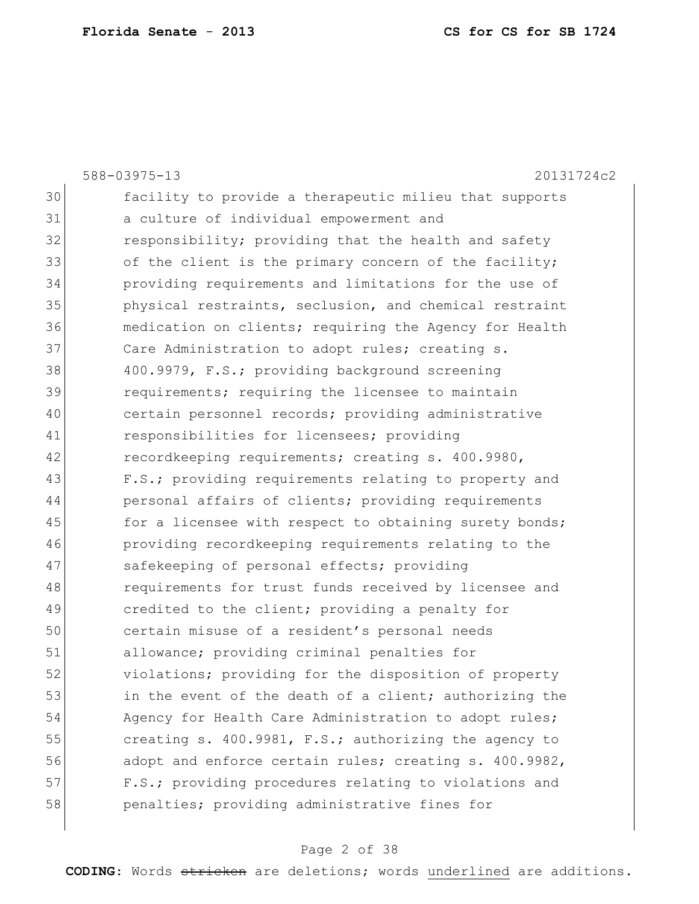facility to provide a therapeutic milieu that supports a culture of individual empowerment and responsibility; providing that the health and safety of the client is the primary concern of the facility; providing requirements and limitations for the use of physical restraints, seclusion, and chemical restraint medication on clients; requiring the Agency for Health Care Administration to adopt rules; creating s. 400.9979, F.S.; providing background screening requirements; requiring the licensee to maintain certain personnel records; providing administrative responsibilities for licensees; providing recordkeeping requirements; creating s. 400.9980, F.S.; providing requirements relating to property and personal affairs of clients; providing requirements for a licensee with respect to obtaining surety bonds; providing recordkeeping requirements relating to the safekeeping of personal effects; providing requirements for trust funds received by licensee and credited to the client; providing a penalty for certain misuse of a resident's personal needs allowance; providing criminal penalties for violations; providing for the disposition of property in the event of the death of a client; authorizing the Agency for Health Care Administration to adopt rules; creating s. 400.9981, F.S.; authorizing the agency to adopt and enforce certain rules; creating s. 400.9982, F.S.; providing procedures relating to violations and penalties; providing administrative fines for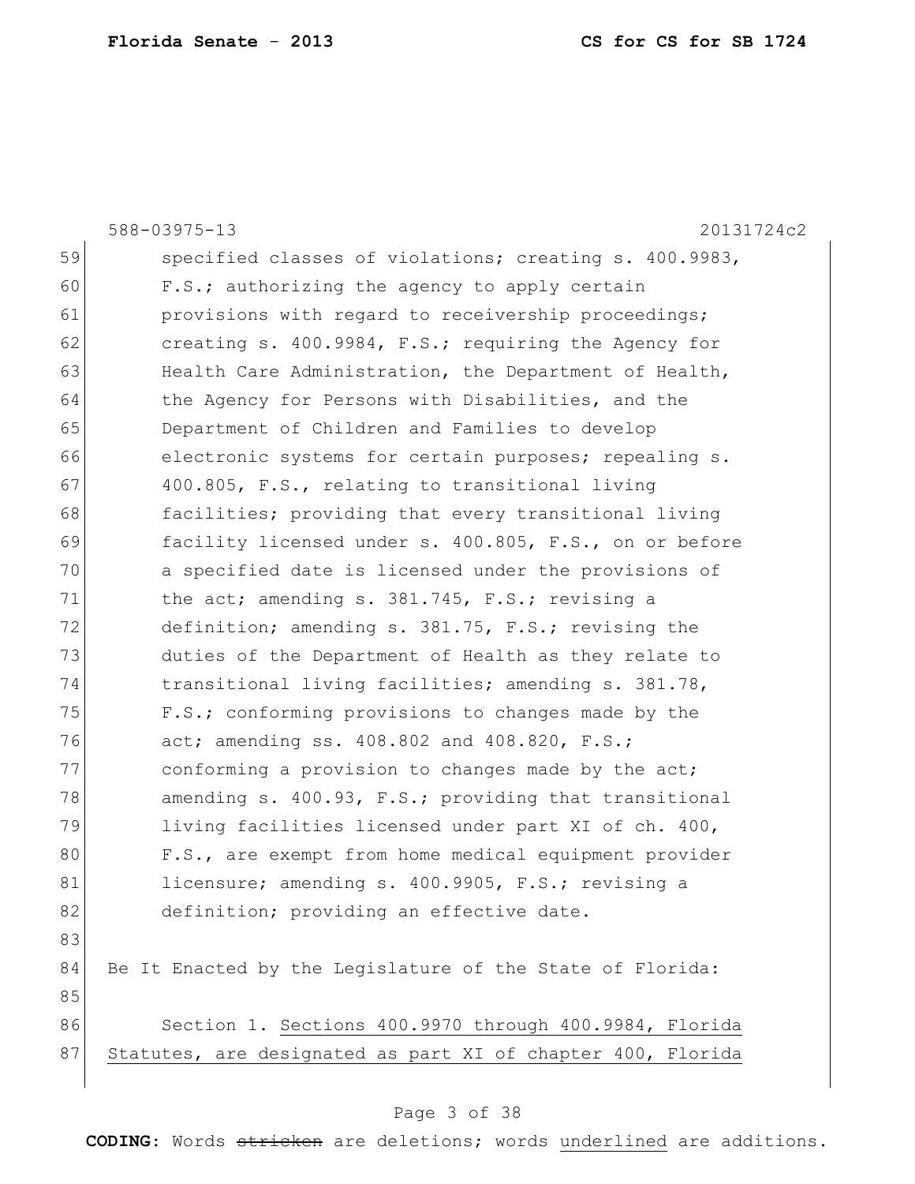specified classes of violations; creating s. 400.9983, F.S.; authorizing the agency to apply certain provisions with regard to receivership proceedings; creating s. 400.9984, F.S.; requiring the Agency for Health Care Administration, the Department of Health, the Agency for Persons with Disabilities, and the Department of Children and Families to develop electronic systems for certain purposes; repealing s. 400.805, F.S., relating to transitional living facilities; providing that every transitional living facility licensed under s. 400.805, F.S., on or before a specified date is licensed under the provisions of the act; amending s. 381.745, F.S.; revising a definition; amending s. 381.75, F.S.; revising the duties of the Department of Health as they relate to transitional living facilities; amending s. 381.78, F.S.; conforming provisions to changes made by the act; amending ss. 408.802 and 408.820, F.S.; conforming a provision to changes made by the act; amending s. 400.93, F.S.; providing that transitional living facilities licensed under part XI of ch. 400, F.S., are exempt from home medical equipment provider licensure; amending s. 400.9905, F.S.; revising a definition; providing an effective date.

Be It Enacted by the Legislature of the State of Florida:

Section 1. Sections 400.9970 through 400.9984, Florida Statutes, are designated as part XI of chapter 400, Florida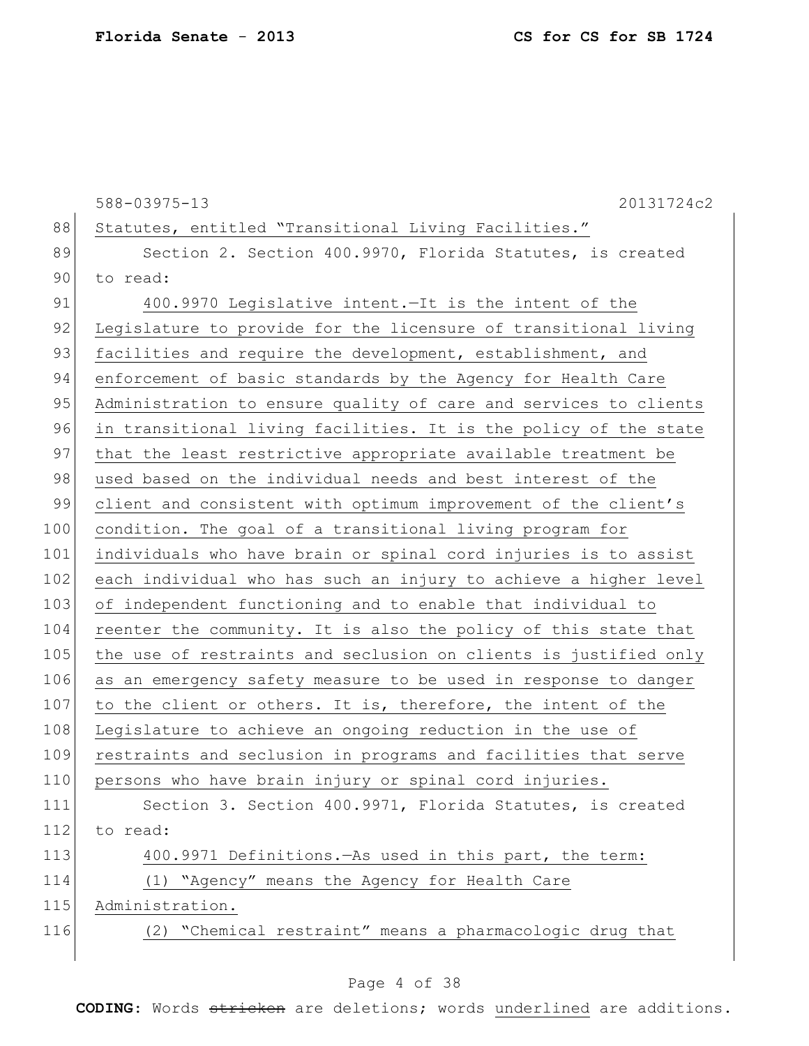Statutes, entitled "Transitional Living Facilities."

Section 2. Section 400.9970, Florida Statutes, is created to read:

400.9970 Legislative intent.—It is the intent of the Legislature to provide for the licensure of transitional living facilities and require the development, establishment, and enforcement of basic standards by the Agency for Health Care Administration to ensure quality of care and services to clients in transitional living facilities. It is the policy of the state that the least restrictive appropriate available treatment be used based on the individual needs and best interest of the client and consistent with optimum improvement of the client's condition. The goal of a transitional living program for individuals who have brain or spinal cord injuries is to assist each individual who has such an injury to achieve a higher level of independent functioning and to enable that individual to reenter the community. It is also the policy of this state that the use of restraints and seclusion on clients is justified only as an emergency safety measure to be used in response to danger to the client or others. It is, therefore, the intent of the Legislature to achieve an ongoing reduction in the use of restraints and seclusion in programs and facilities that serve persons who have brain injury or spinal cord injuries.

Section 3. Section 400.9971, Florida Statutes, is created to read:

400.9971 Definitions.—As used in this part, the term:

(1) "Agency" means the Agency for Health Care Administration.

(2) "Chemical restraint" means a pharmacologic drug that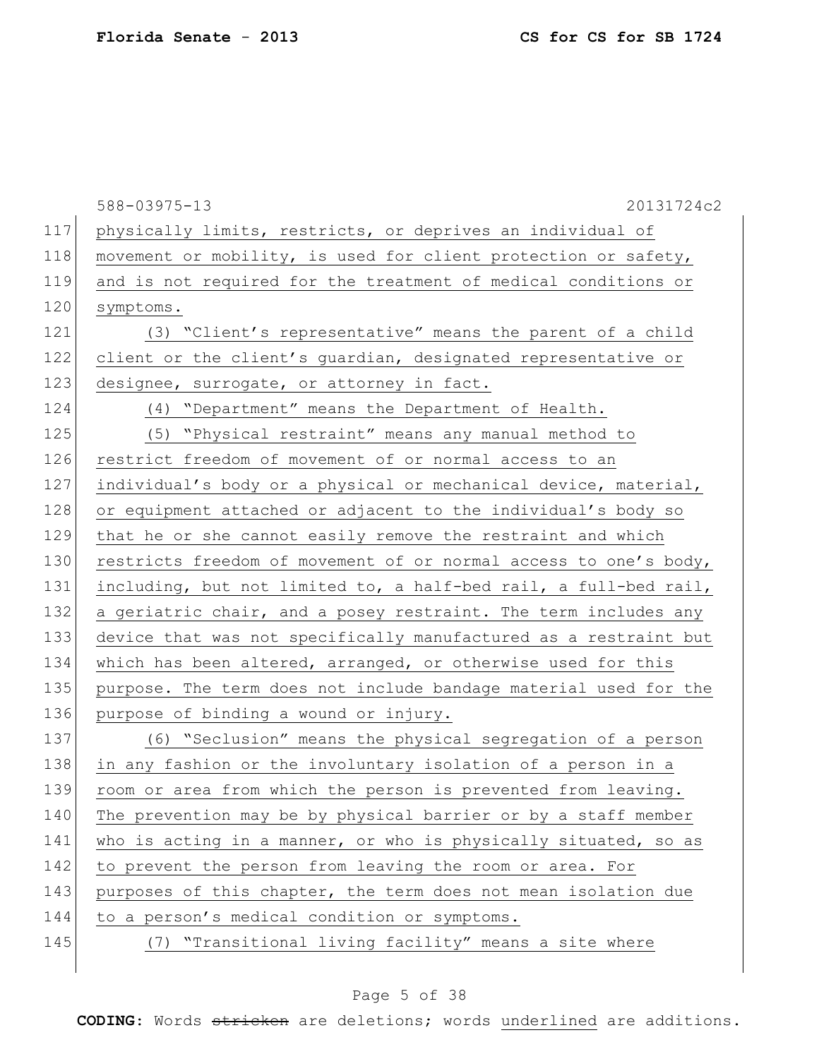physically limits, restricts, or deprives an individual of movement or mobility, is used for client protection or safety, and is not required for the treatment of medical conditions or symptoms.

(3) "Client's representative" means the parent of a child client or the client's guardian, designated representative or designee, surrogate, or attorney in fact.

(4) "Department" means the Department of Health.

(5) "Physical restraint" means any manual method to restrict freedom of movement of or normal access to an individual's body or a physical or mechanical device, material, or equipment attached or adjacent to the individual's body so that he or she cannot easily remove the restraint and which restricts freedom of movement of or normal access to one's body, including, but not limited to, a half-bed rail, a full-bed rail, a geriatric chair, and a posey restraint. The term includes any device that was not specifically manufactured as a restraint but which has been altered, arranged, or otherwise used for this purpose. The term does not include bandage material used for the purpose of binding a wound or injury.

(6) "Seclusion" means the physical segregation of a person in any fashion or the involuntary isolation of a person in a room or area from which the person is prevented from leaving. The prevention may be by physical barrier or by a staff member who is acting in a manner, or who is physically situated, so as to prevent the person from leaving the room or area. For purposes of this chapter, the term does not mean isolation due to a person's medical condition or symptoms.

(7) "Transitional living facility" means a site where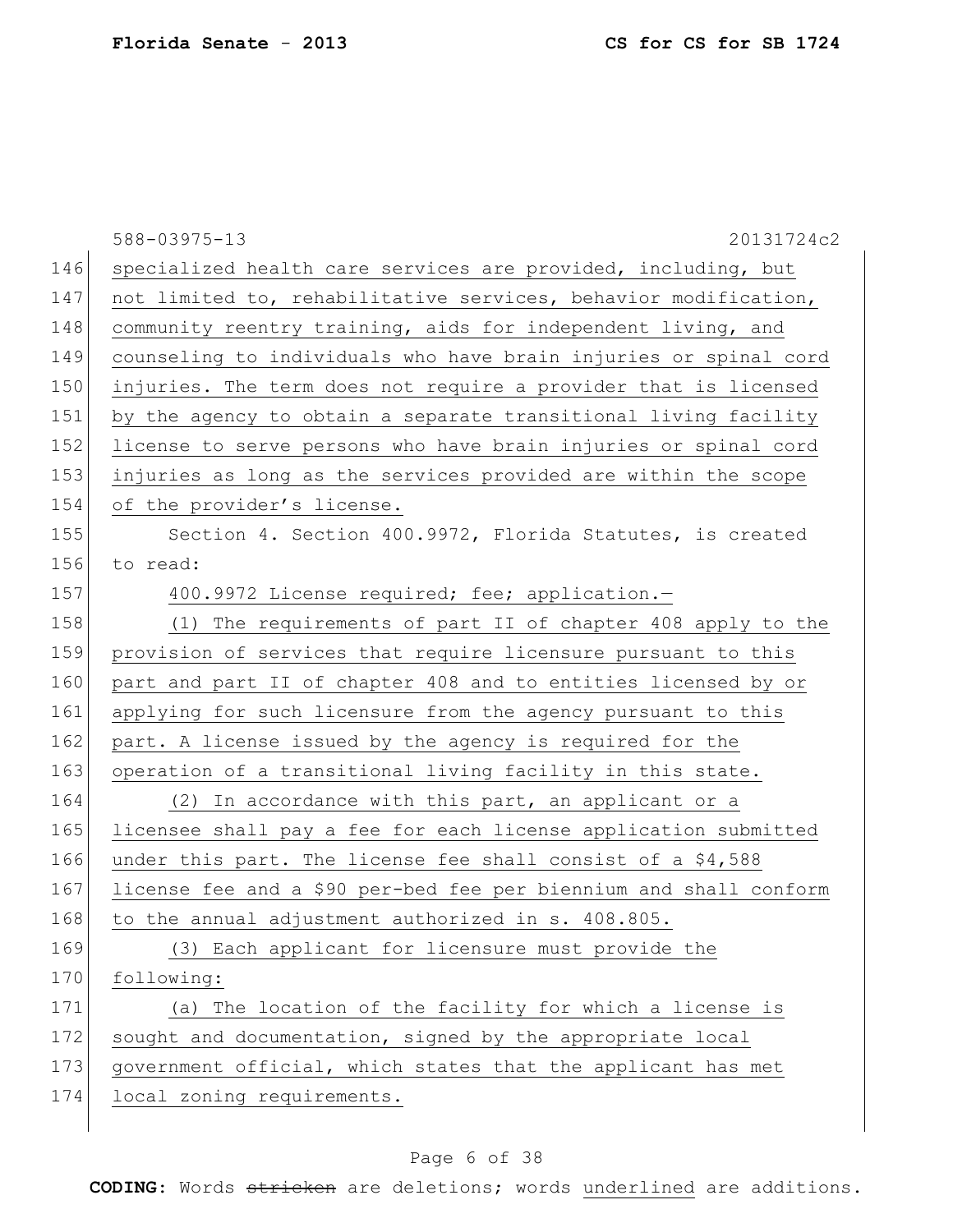588-03975-13 20131724c2

specialized health care services are provided, including, but not limited to, rehabilitative services, behavior modification, community reentry training, aids for independent living, and counseling to individuals who have brain injuries or spinal cord injuries. The term does not require a provider that is licensed by the agency to obtain a separate transitional living facility license to serve persons who have brain injuries or spinal cord injuries as long as the services provided are within the scope of the provider's license.

Section 4. Section 400.9972, Florida Statutes, is created to read:

400.9972 License required; fee; application.—

(1) The requirements of part II of chapter 408 apply to the provision of services that require licensure pursuant to this part and part II of chapter 408 and to entities licensed by or applying for such licensure from the agency pursuant to this part. A license issued by the agency is required for the operation of a transitional living facility in this state.

(2) In accordance with this part, an applicant or a licensee shall pay a fee for each license application submitted under this part. The license fee shall consist of a $4,588 license fee and a $90 per-bed fee per biennium and shall conform to the annual adjustment authorized in s. 408.805.

(3) Each applicant for licensure must provide the following:

(a) The location of the facility for which a license is sought and documentation, signed by the appropriate local government official, which states that the applicant has met local zoning requirements.

CODING: Words stricken are deletions; words underlined are additions.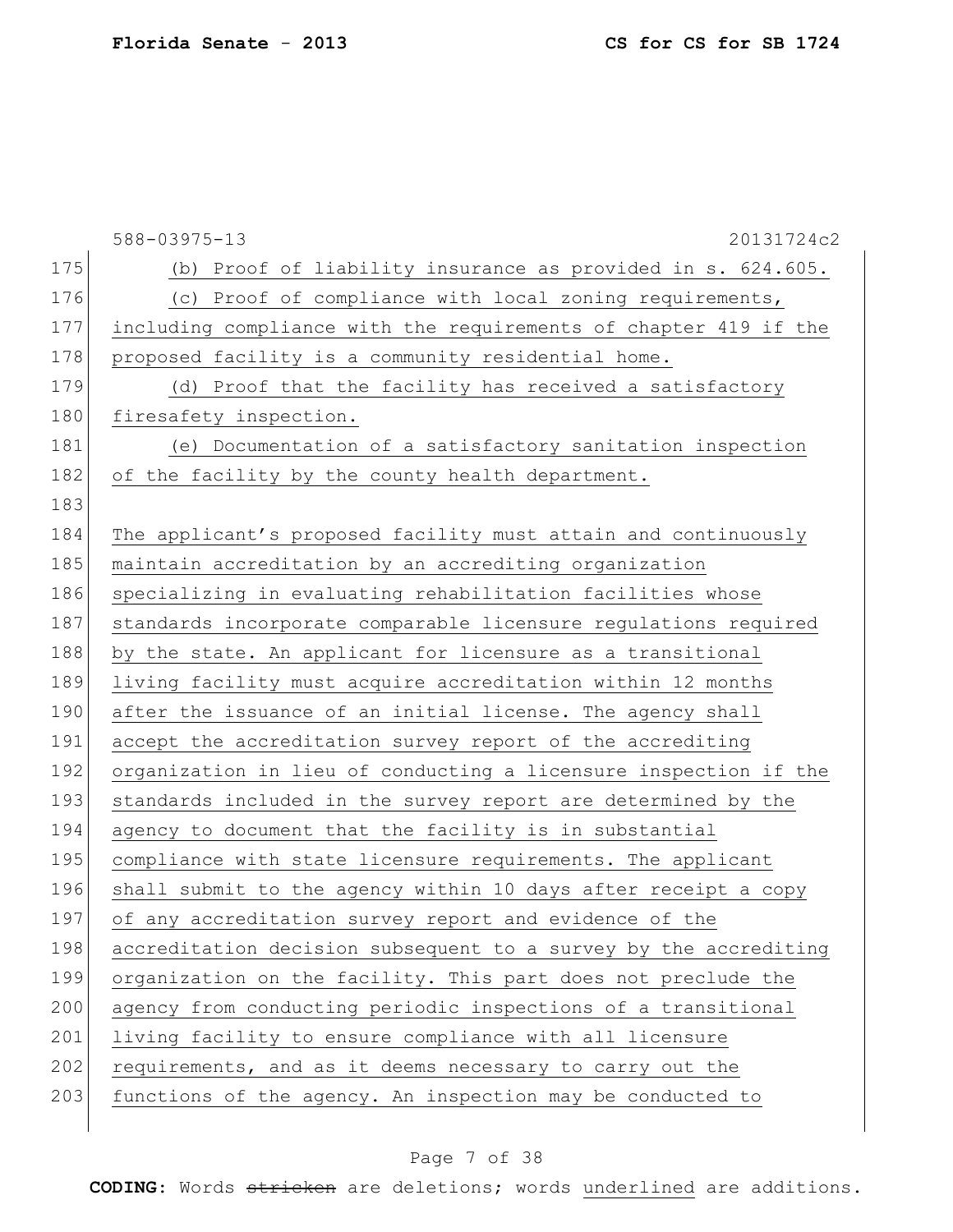(b) Proof of liability insurance as provided in s. 624.605.

(c) Proof of compliance with local zoning requirements, including compliance with the requirements of chapter 419 if the proposed facility is a community residential home.

(d) Proof that the facility has received a satisfactory firesafety inspection.

(e) Documentation of a satisfactory sanitation inspection of the facility by the county health department.

The applicant's proposed facility must attain and continuously maintain accreditation by an accrediting organization specializing in evaluating rehabilitation facilities whose standards incorporate comparable licensure regulations required by the state. An applicant for licensure as a transitional living facility must acquire accreditation within 12 months after the issuance of an initial license. The agency shall accept the accreditation survey report of the accrediting organization in lieu of conducting a licensure inspection if the standards included in the survey report are determined by the agency to document that the facility is in substantial compliance with state licensure requirements. The applicant shall submit to the agency within 10 days after receipt a copy of any accreditation survey report and evidence of the accreditation decision subsequent to a survey by the accrediting organization on the facility. This part does not preclude the agency from conducting periodic inspections of a transitional living facility to ensure compliance with all licensure requirements, and as it deems necessary to carry out the functions of the agency. An inspection may be conducted to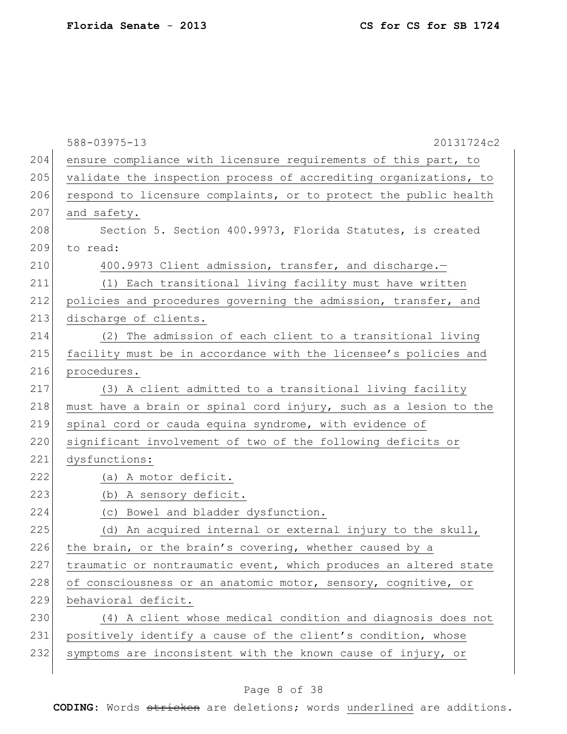ensure compliance with licensure requirements of this part, to validate the inspection process of accrediting organizations, to respond to licensure complaints, or to protect the public health and safety.

Section 5. Section 400.9973, Florida Statutes, is created to read:

400.9973 Client admission, transfer, and discharge.—

(1) Each transitional living facility must have written policies and procedures governing the admission, transfer, and discharge of clients.

(2) The admission of each client to a transitional living facility must be in accordance with the licensee's policies and procedures.

(3) A client admitted to a transitional living facility must have a brain or spinal cord injury, such as a lesion to the spinal cord or cauda equina syndrome, with evidence of significant involvement of two of the following deficits or dysfunctions:

(a) A motor deficit.

(b) A sensory deficit.

(c) Bowel and bladder dysfunction.

(d) An acquired internal or external injury to the skull, the brain, or the brain's covering, whether caused by a traumatic or nontraumatic event, which produces an altered state of consciousness or an anatomic motor, sensory, cognitive, or behavioral deficit.

(4) A client whose medical condition and diagnosis does not positively identify a cause of the client's condition, whose symptoms are inconsistent with the known cause of injury, or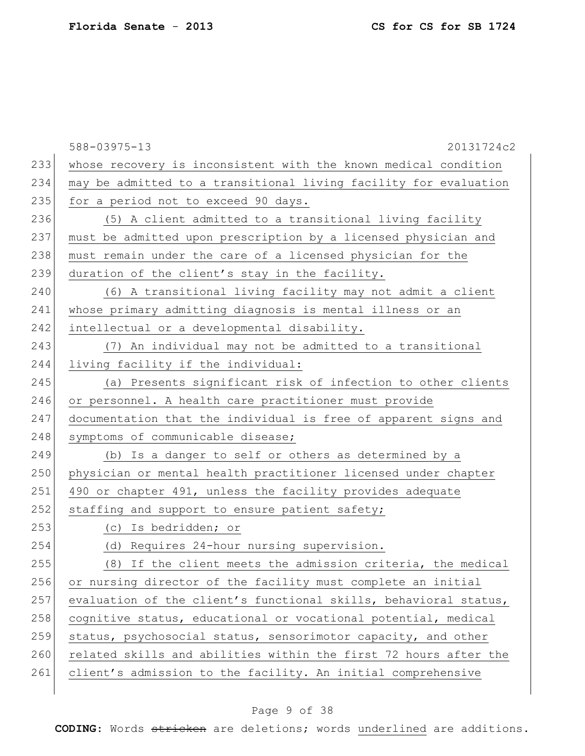whose recovery is inconsistent with the known medical condition may be admitted to a transitional living facility for evaluation for a period not to exceed 90 days.

(5) A client admitted to a transitional living facility must be admitted upon prescription by a licensed physician and must remain under the care of a licensed physician for the duration of the client's stay in the facility.

(6) A transitional living facility may not admit a client whose primary admitting diagnosis is mental illness or an intellectual or a developmental disability.

(7) An individual may not be admitted to a transitional living facility if the individual:

(a) Presents significant risk of infection to other clients or personnel. A health care practitioner must provide documentation that the individual is free of apparent signs and symptoms of communicable disease;

(b) Is a danger to self or others as determined by a physician or mental health practitioner licensed under chapter 490 or chapter 491, unless the facility provides adequate staffing and support to ensure patient safety;

(c) Is bedridden; or

(d) Requires 24-hour nursing supervision.

(8) If the client meets the admission criteria, the medical or nursing director of the facility must complete an initial evaluation of the client's functional skills, behavioral status, cognitive status, educational or vocational potential, medical status, psychosocial status, sensorimotor capacity, and other related skills and abilities within the first 72 hours after the client's admission to the facility. An initial comprehensive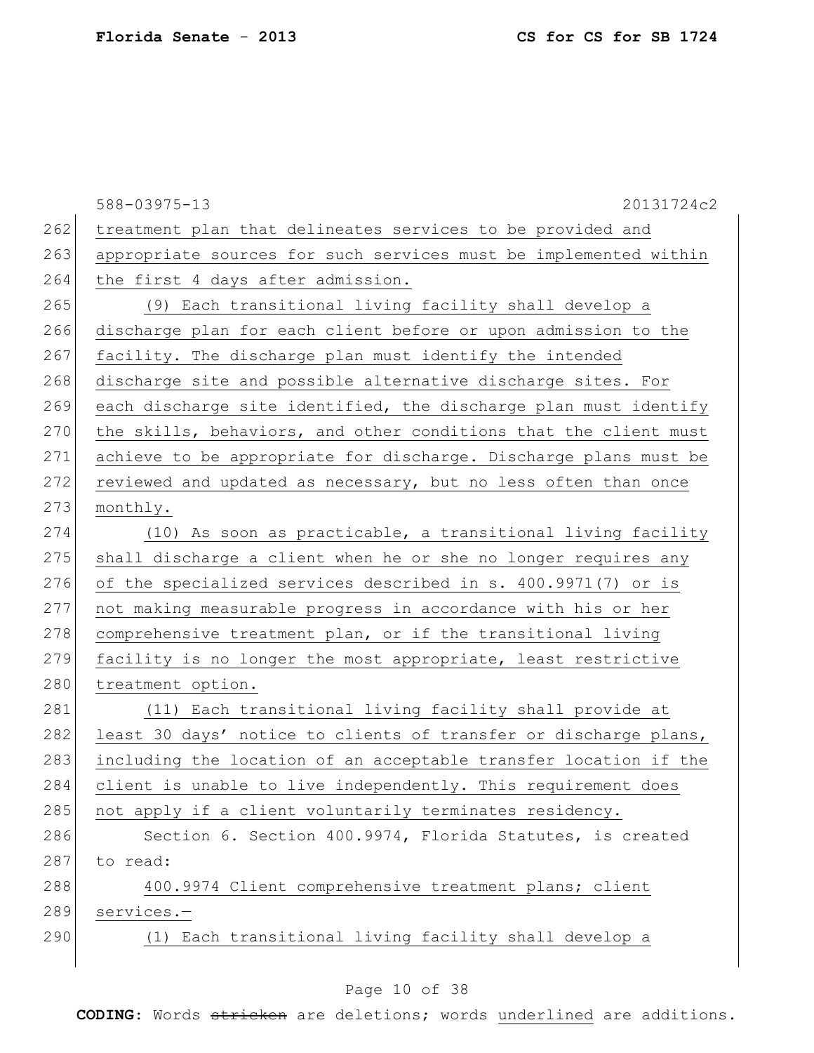treatment plan that delineates services to be provided and appropriate sources for such services must be implemented within the first 4 days after admission.

(9) Each transitional living facility shall develop a discharge plan for each client before or upon admission to the facility. The discharge plan must identify the intended discharge site and possible alternative discharge sites. For each discharge site identified, the discharge plan must identify the skills, behaviors, and other conditions that the client must achieve to be appropriate for discharge. Discharge plans must be reviewed and updated as necessary, but no less often than once monthly.

(10) As soon as practicable, a transitional living facility shall discharge a client when he or she no longer requires any of the specialized services described in s. 400.9971(7) or is not making measurable progress in accordance with his or her comprehensive treatment plan, or if the transitional living facility is no longer the most appropriate, least restrictive treatment option.

(11) Each transitional living facility shall provide at least 30 days' notice to clients of transfer or discharge plans, including the location of an acceptable transfer location if the client is unable to live independently. This requirement does not apply if a client voluntarily terminates residency.

Section 6. Section 400.9974, Florida Statutes, is created to read:

400.9974 Client comprehensive treatment plans; client services.—

(1) Each transitional living facility shall develop a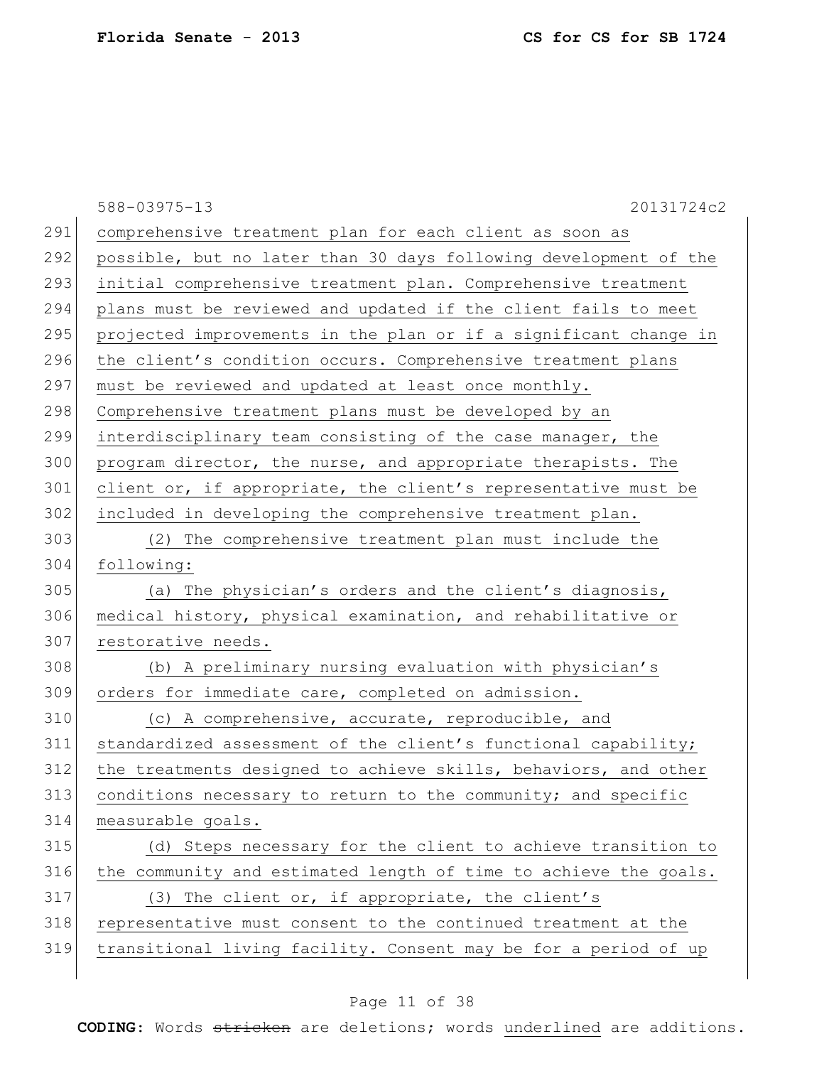588-03975-13 20131724c2

comprehensive treatment plan for each client as soon as possible, but no later than 30 days following development of the initial comprehensive treatment plan. Comprehensive treatment plans must be reviewed and updated if the client fails to meet projected improvements in the plan or if a significant change in the client's condition occurs. Comprehensive treatment plans must be reviewed and updated at least once monthly. Comprehensive treatment plans must be developed by an interdisciplinary team consisting of the case manager, the program director, the nurse, and appropriate therapists. The client or, if appropriate, the client's representative must be included in developing the comprehensive treatment plan.

(2) The comprehensive treatment plan must include the following:

(a) The physician's orders and the client's diagnosis, medical history, physical examination, and rehabilitative or restorative needs.

(b) A preliminary nursing evaluation with physician's orders for immediate care, completed on admission.

(c) A comprehensive, accurate, reproducible, and standardized assessment of the client's functional capability; the treatments designed to achieve skills, behaviors, and other conditions necessary to return to the community; and specific measurable goals.

(d) Steps necessary for the client to achieve transition to the community and estimated length of time to achieve the goals.

(3) The client or, if appropriate, the client's representative must consent to the continued treatment at the transitional living facility. Consent may be for a period of up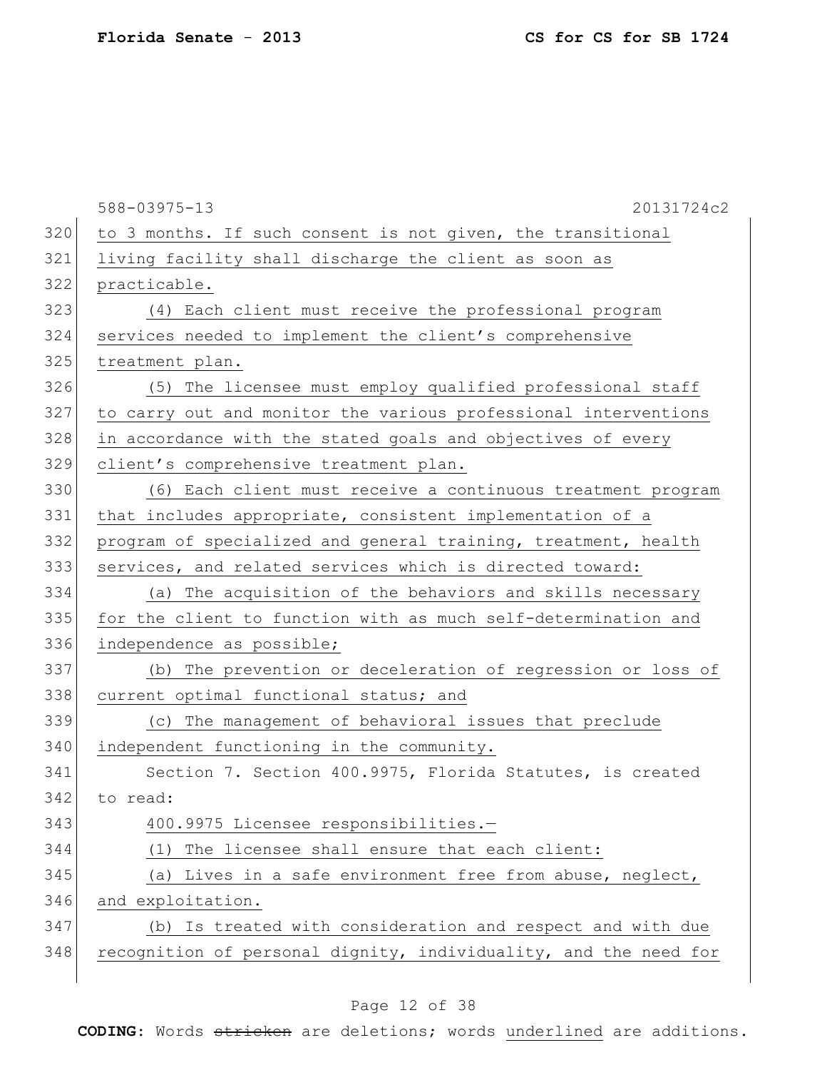to 3 months. If such consent is not given, the transitional living facility shall discharge the client as soon as practicable.

(4) Each client must receive the professional program services needed to implement the client's comprehensive treatment plan.

(5) The licensee must employ qualified professional staff to carry out and monitor the various professional interventions in accordance with the stated goals and objectives of every client's comprehensive treatment plan.

(6) Each client must receive a continuous treatment program that includes appropriate, consistent implementation of a program of specialized and general training, treatment, health services, and related services which is directed toward:

(a) The acquisition of the behaviors and skills necessary for the client to function with as much self-determination and independence as possible;

(b) The prevention or deceleration of regression or loss of current optimal functional status; and

(c) The management of behavioral issues that preclude independent functioning in the community.

Section 7. Section 400.9975, Florida Statutes, is created to read:

400.9975 Licensee responsibilities.—

(1) The licensee shall ensure that each client:

(a) Lives in a safe environment free from abuse, neglect, and exploitation.

(b) Is treated with consideration and respect and with due recognition of personal dignity, individuality, and the need for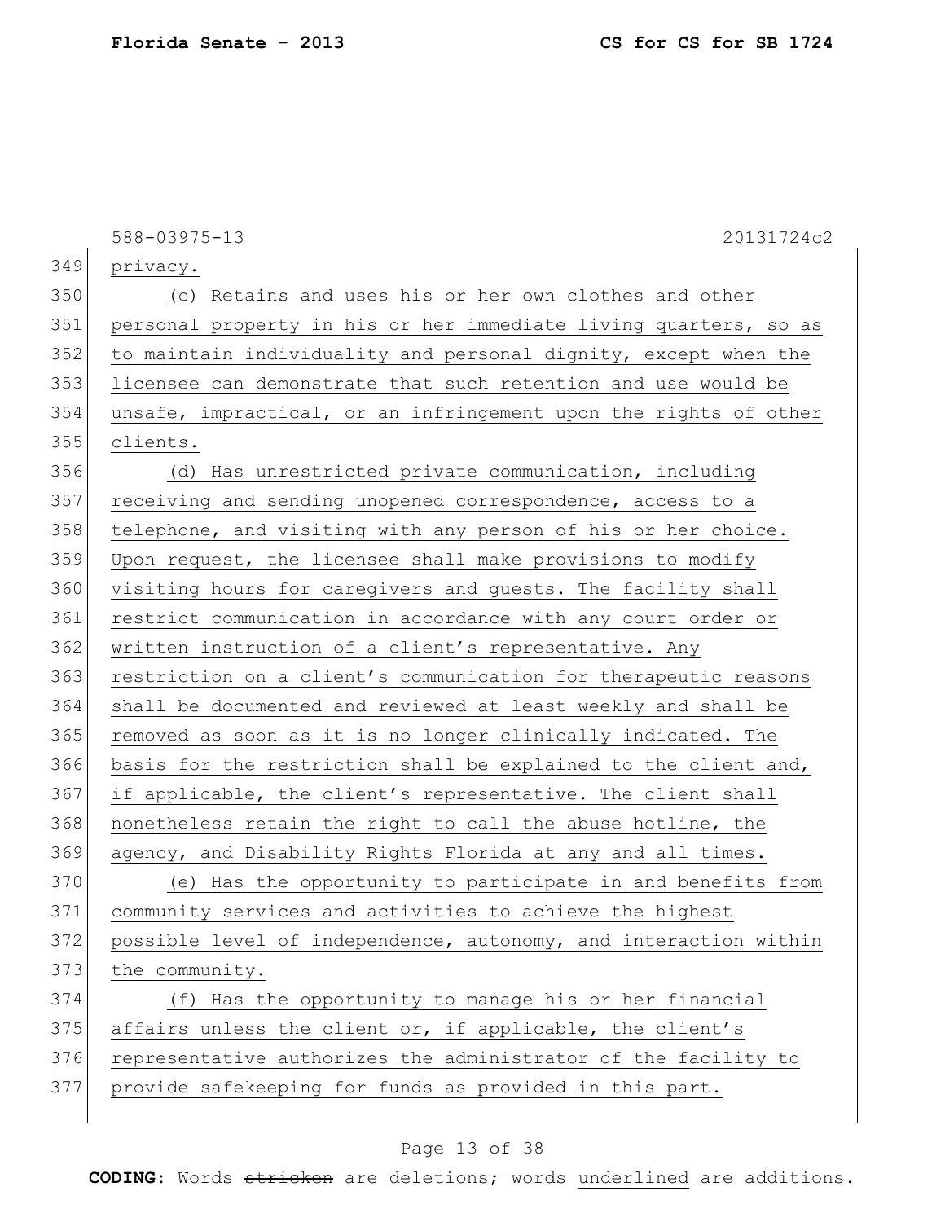privacy.

(c) Retains and uses his or her own clothes and other personal property in his or her immediate living quarters, so as to maintain individuality and personal dignity, except when the licensee can demonstrate that such retention and use would be unsafe, impractical, or an infringement upon the rights of other clients.

(d) Has unrestricted private communication, including receiving and sending unopened correspondence, access to a telephone, and visiting with any person of his or her choice. Upon request, the licensee shall make provisions to modify visiting hours for caregivers and guests. The facility shall restrict communication in accordance with any court order or written instruction of a client's representative. Any restriction on a client's communication for therapeutic reasons shall be documented and reviewed at least weekly and shall be removed as soon as it is no longer clinically indicated. The basis for the restriction shall be explained to the client and, if applicable, the client's representative. The client shall nonetheless retain the right to call the abuse hotline, the agency, and Disability Rights Florida at any and all times.

(e) Has the opportunity to participate in and benefits from community services and activities to achieve the highest possible level of independence, autonomy, and interaction within the community.

(f) Has the opportunity to manage his or her financial affairs unless the client or, if applicable, the client's representative authorizes the administrator of the facility to provide safekeeping for funds as provided in this part.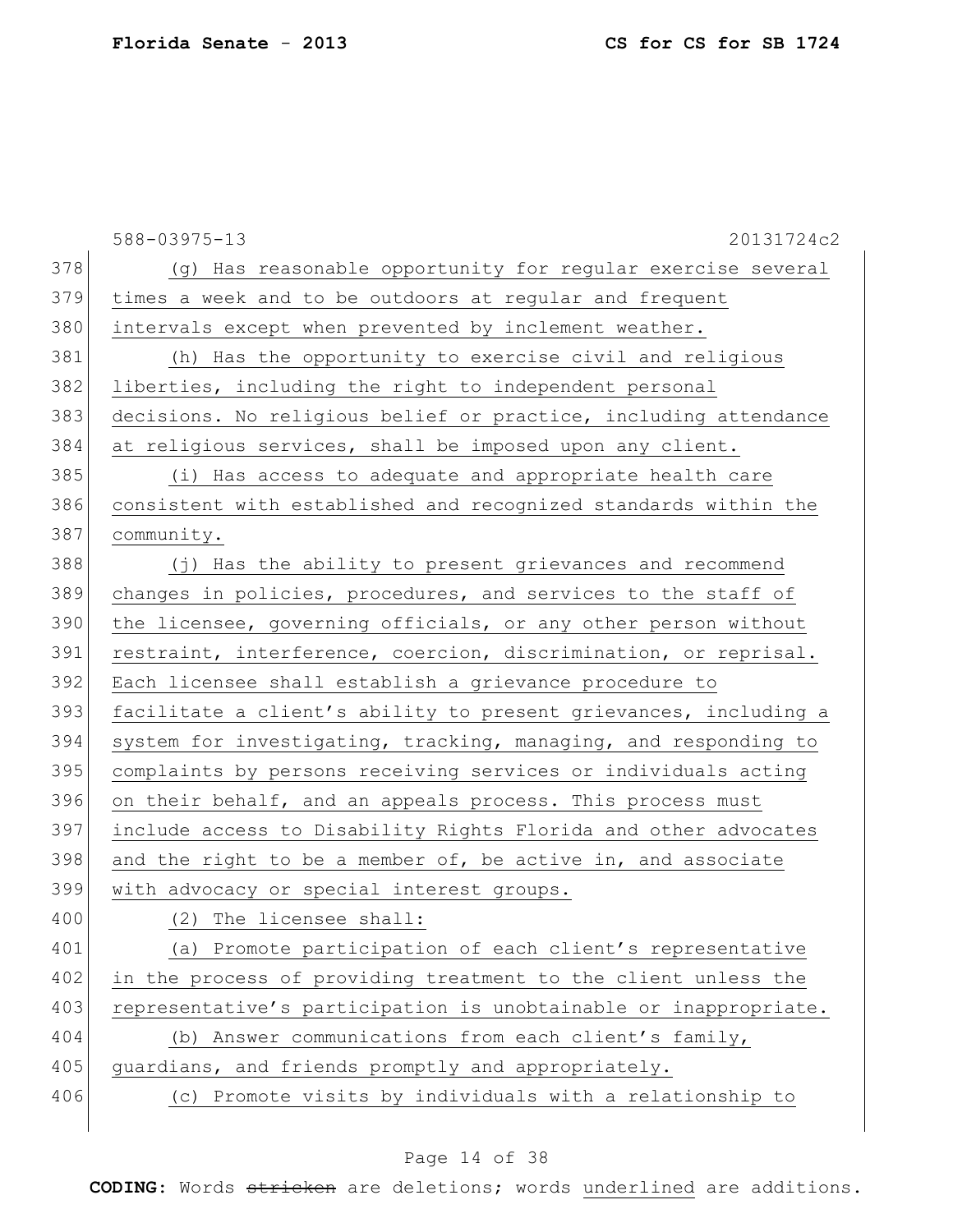(g) Has reasonable opportunity for regular exercise several times a week and to be outdoors at regular and frequent intervals except when prevented by inclement weather.

(h) Has the opportunity to exercise civil and religious liberties, including the right to independent personal decisions. No religious belief or practice, including attendance at religious services, shall be imposed upon any client.

(i) Has access to adequate and appropriate health care consistent with established and recognized standards within the community.

(j) Has the ability to present grievances and recommend changes in policies, procedures, and services to the staff of the licensee, governing officials, or any other person without restraint, interference, coercion, discrimination, or reprisal. Each licensee shall establish a grievance procedure to facilitate a client's ability to present grievances, including a system for investigating, tracking, managing, and responding to complaints by persons receiving services or individuals acting on their behalf, and an appeals process. This process must include access to Disability Rights Florida and other advocates and the right to be a member of, be active in, and associate with advocacy or special interest groups.

(2) The licensee shall:

(a) Promote participation of each client's representative in the process of providing treatment to the client unless the representative's participation is unobtainable or inappropriate.

(b) Answer communications from each client's family, guardians, and friends promptly and appropriately.

(c) Promote visits by individuals with a relationship to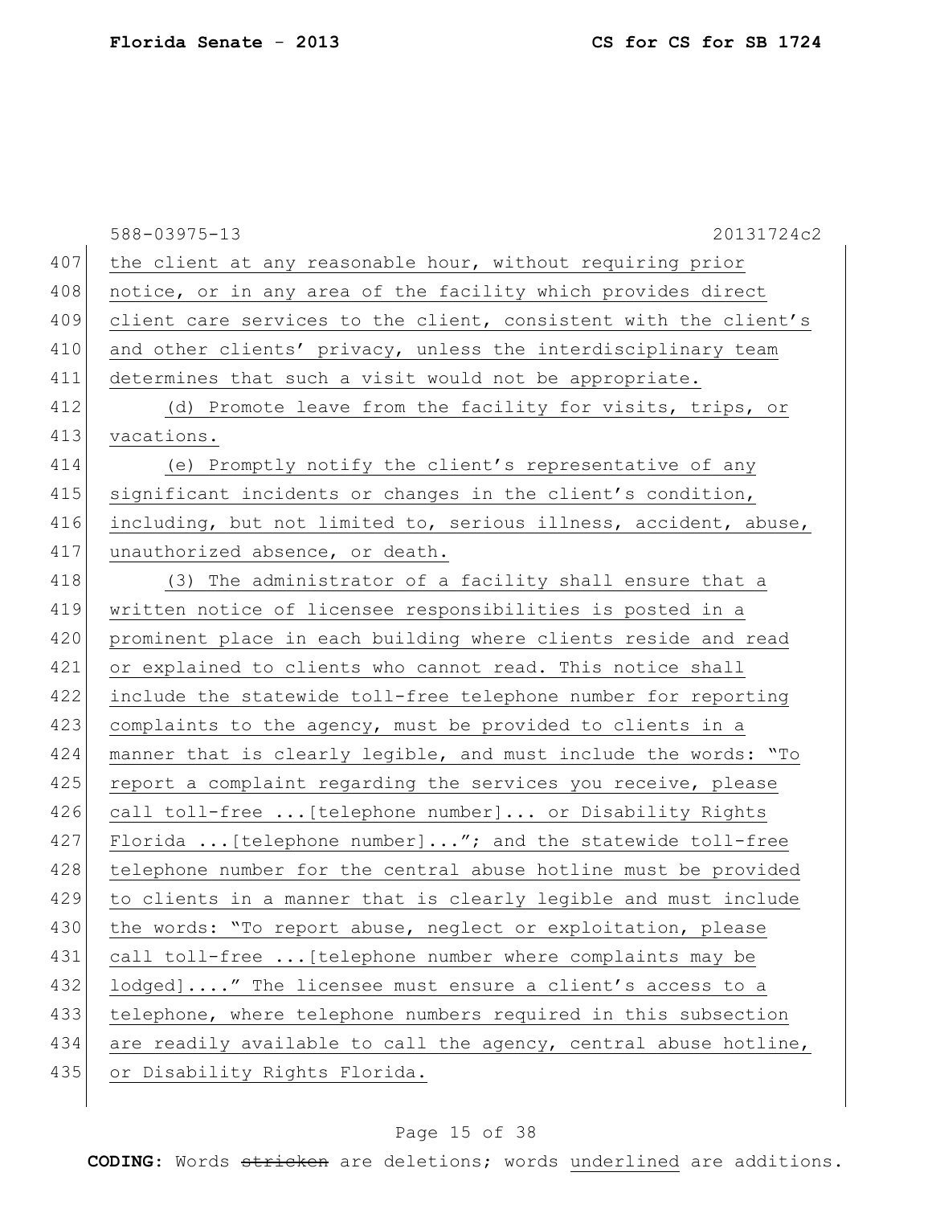the client at any reasonable hour, without requiring prior notice, or in any area of the facility which provides direct client care services to the client, consistent with the client's and other clients' privacy, unless the interdisciplinary team determines that such a visit would not be appropriate.

(d) Promote leave from the facility for visits, trips, or vacations.

(e) Promptly notify the client's representative of any significant incidents or changes in the client's condition, including, but not limited to, serious illness, accident, abuse, unauthorized absence, or death.

(3) The administrator of a facility shall ensure that a written notice of licensee responsibilities is posted in a prominent place in each building where clients reside and read or explained to clients who cannot read. This notice shall include the statewide toll-free telephone number for reporting complaints to the agency, must be provided to clients in a manner that is clearly legible, and must include the words: "To report a complaint regarding the services you receive, please call toll-free ...[telephone number]... or Disability Rights Florida ...[telephone number]..."; and the statewide toll-free telephone number for the central abuse hotline must be provided to clients in a manner that is clearly legible and must include the words: "To report abuse, neglect or exploitation, please call toll-free ...[telephone number where complaints may be lodged]...." The licensee must ensure a client's access to a telephone, where telephone numbers required in this subsection are readily available to call the agency, central abuse hotline, or Disability Rights Florida.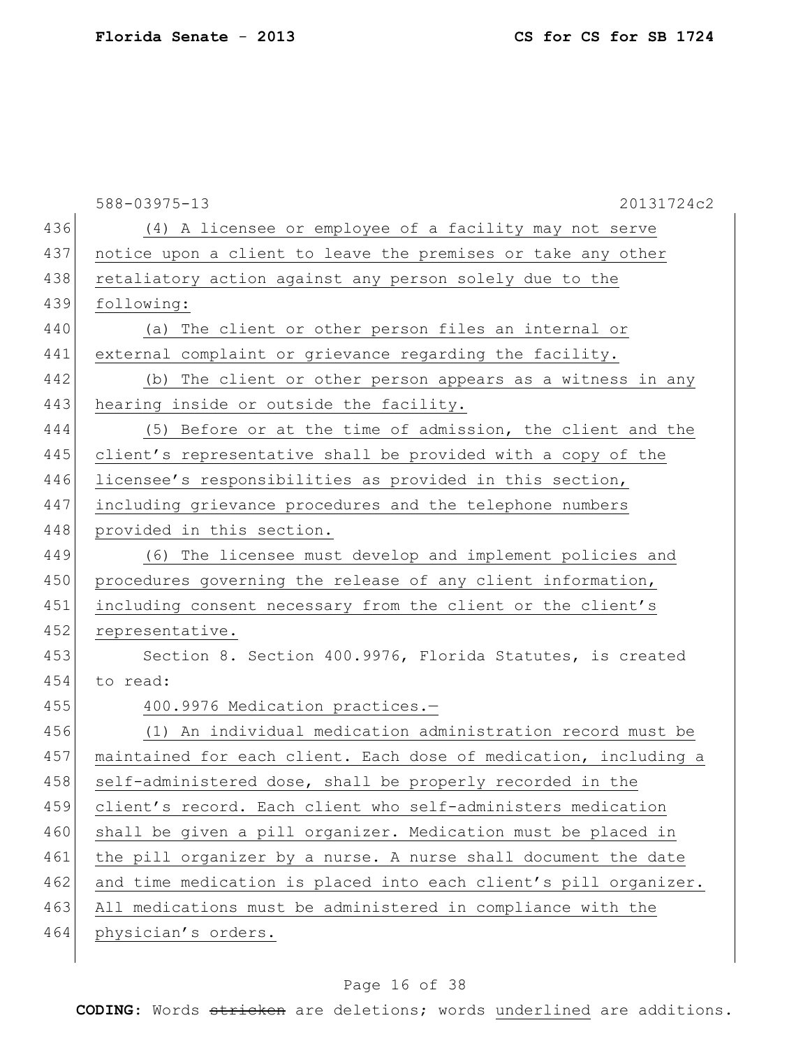(4) A licensee or employee of a facility may not serve notice upon a client to leave the premises or take any other retaliatory action against any person solely due to the following:

(a) The client or other person files an internal or external complaint or grievance regarding the facility.

(b) The client or other person appears as a witness in any hearing inside or outside the facility.

(5) Before or at the time of admission, the client and the client's representative shall be provided with a copy of the licensee's responsibilities as provided in this section, including grievance procedures and the telephone numbers provided in this section.

(6) The licensee must develop and implement policies and procedures governing the release of any client information, including consent necessary from the client or the client's representative.

Section 8. Section 400.9976, Florida Statutes, is created to read:

400.9976 Medication practices.—

(1) An individual medication administration record must be maintained for each client. Each dose of medication, including a self-administered dose, shall be properly recorded in the client's record. Each client who self-administers medication shall be given a pill organizer. Medication must be placed in the pill organizer by a nurse. A nurse shall document the date and time medication is placed into each client's pill organizer. All medications must be administered in compliance with the physician's orders.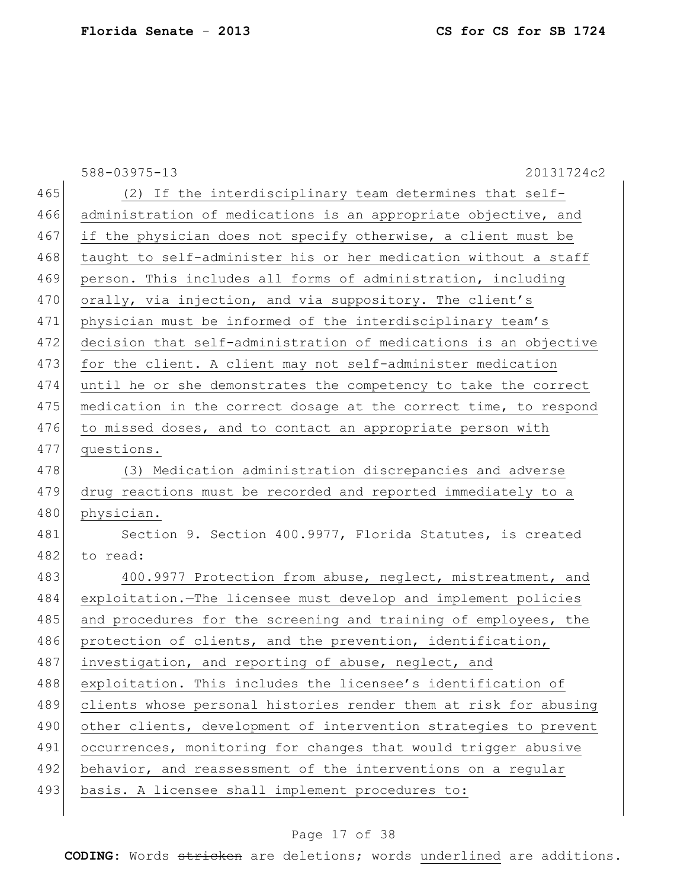588-03975-13 20131724c2

(2) If the interdisciplinary team determines that self-administration of medications is an appropriate objective, and if the physician does not specify otherwise, a client must be taught to self-administer his or her medication without a staff person. This includes all forms of administration, including orally, via injection, and via suppository. The client's physician must be informed of the interdisciplinary team's decision that self-administration of medications is an objective for the client. A client may not self-administer medication until he or she demonstrates the competency to take the correct medication in the correct dosage at the correct time, to respond to missed doses, and to contact an appropriate person with questions.

(3) Medication administration discrepancies and adverse drug reactions must be recorded and reported immediately to a physician.

Section 9. Section 400.9977, Florida Statutes, is created to read:

400.9977 Protection from abuse, neglect, mistreatment, and exploitation.—The licensee must develop and implement policies and procedures for the screening and training of employees, the protection of clients, and the prevention, identification, investigation, and reporting of abuse, neglect, and exploitation. This includes the licensee's identification of clients whose personal histories render them at risk for abusing other clients, development of intervention strategies to prevent occurrences, monitoring for changes that would trigger abusive behavior, and reassessment of the interventions on a regular basis. A licensee shall implement procedures to:

**CODING:** Words ~~stricken~~ are deletions; words underlined are additions.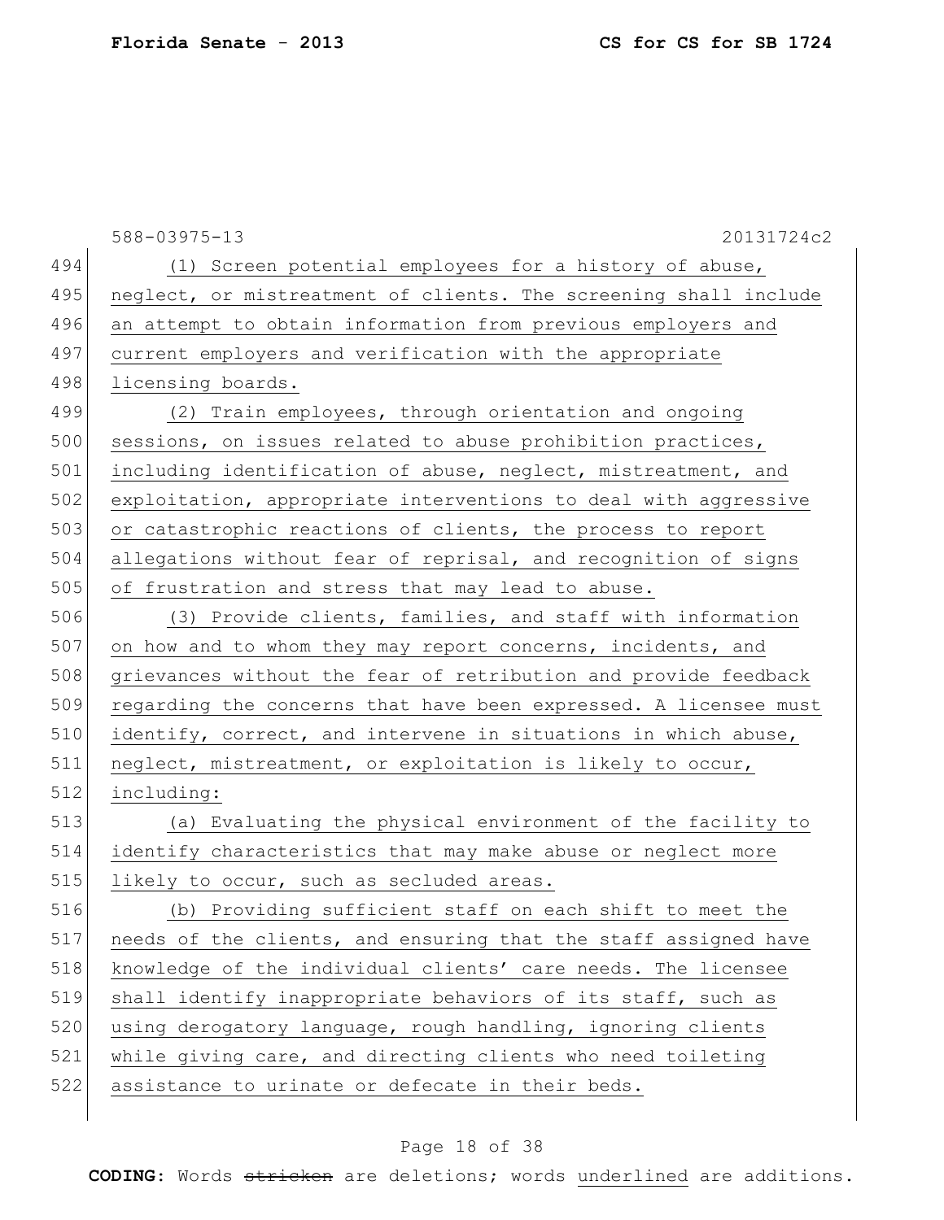(1) Screen potential employees for a history of abuse, neglect, or mistreatment of clients. The screening shall include an attempt to obtain information from previous employers and current employers and verification with the appropriate licensing boards.

(2) Train employees, through orientation and ongoing sessions, on issues related to abuse prohibition practices, including identification of abuse, neglect, mistreatment, and exploitation, appropriate interventions to deal with aggressive or catastrophic reactions of clients, the process to report allegations without fear of reprisal, and recognition of signs of frustration and stress that may lead to abuse.

(3) Provide clients, families, and staff with information on how and to whom they may report concerns, incidents, and grievances without the fear of retribution and provide feedback regarding the concerns that have been expressed. A licensee must identify, correct, and intervene in situations in which abuse, neglect, mistreatment, or exploitation is likely to occur, including:

(a) Evaluating the physical environment of the facility to identify characteristics that may make abuse or neglect more likely to occur, such as secluded areas.

(b) Providing sufficient staff on each shift to meet the needs of the clients, and ensuring that the staff assigned have knowledge of the individual clients' care needs. The licensee shall identify inappropriate behaviors of its staff, such as using derogatory language, rough handling, ignoring clients while giving care, and directing clients who need toileting assistance to urinate or defecate in their beds.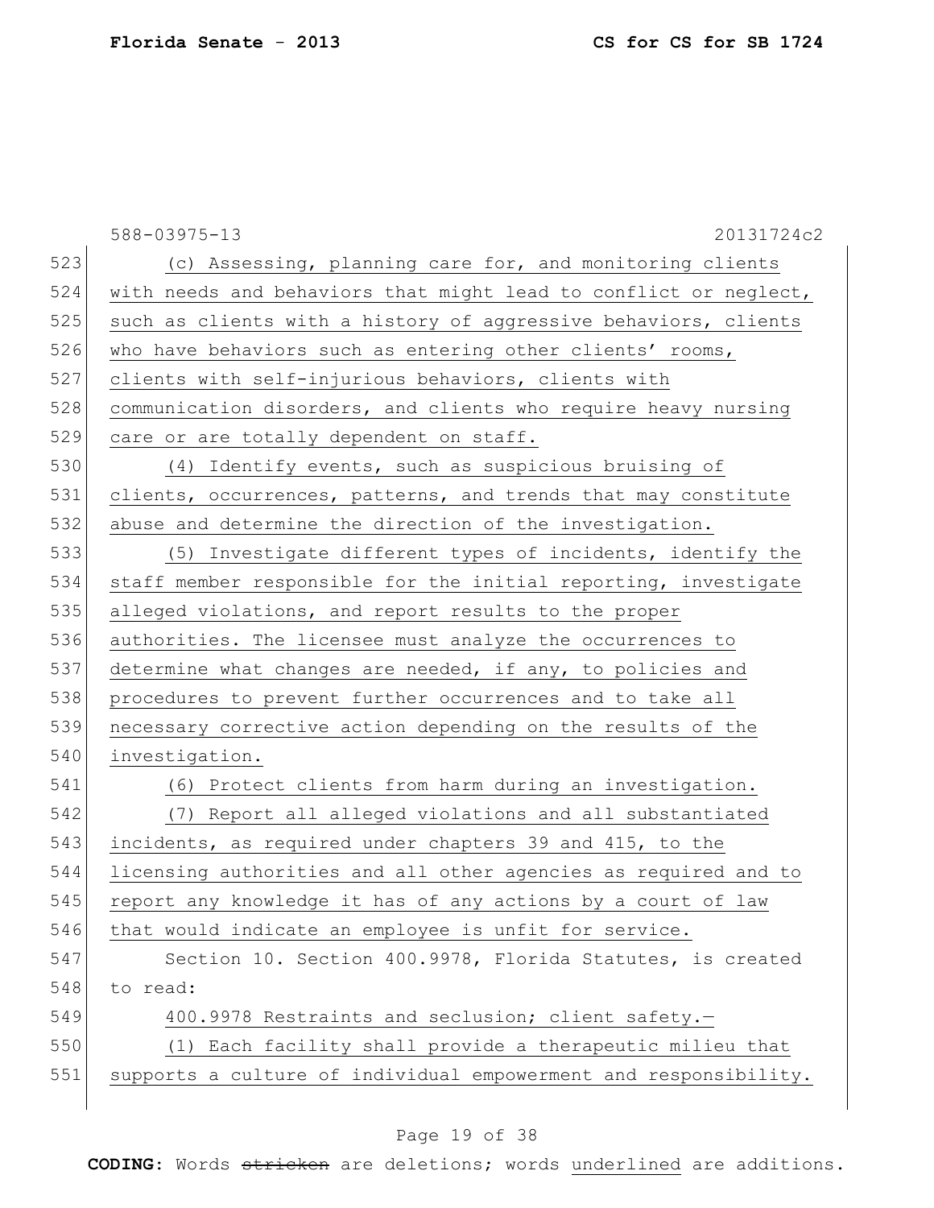588-03975-13 20131724c2

(c) Assessing, planning care for, and monitoring clients with needs and behaviors that might lead to conflict or neglect, such as clients with a history of aggressive behaviors, clients who have behaviors such as entering other clients' rooms, clients with self-injurious behaviors, clients with communication disorders, and clients who require heavy nursing care or are totally dependent on staff.

(4) Identify events, such as suspicious bruising of clients, occurrences, patterns, and trends that may constitute abuse and determine the direction of the investigation.

(5) Investigate different types of incidents, identify the staff member responsible for the initial reporting, investigate alleged violations, and report results to the proper authorities. The licensee must analyze the occurrences to determine what changes are needed, if any, to policies and procedures to prevent further occurrences and to take all necessary corrective action depending on the results of the investigation.

(6) Protect clients from harm during an investigation.

(7) Report all alleged violations and all substantiated incidents, as required under chapters 39 and 415, to the licensing authorities and all other agencies as required and to report any knowledge it has of any actions by a court of law that would indicate an employee is unfit for service.

Section 10. Section 400.9978, Florida Statutes, is created to read:

400.9978 Restraints and seclusion; client safety.—

(1) Each facility shall provide a therapeutic milieu that supports a culture of individual empowerment and responsibility.

**CODING:** Words ~~stricken~~ are deletions; words underlined are additions.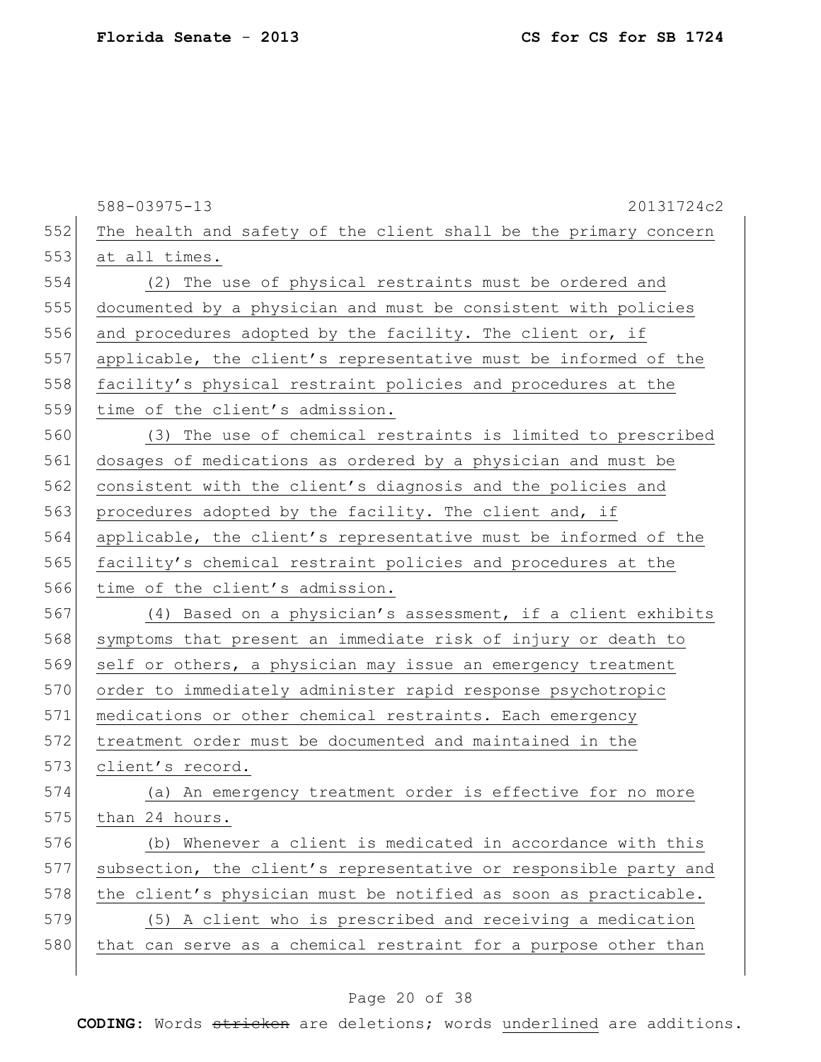The health and safety of the client shall be the primary concern at all times.

(2) The use of physical restraints must be ordered and documented by a physician and must be consistent with policies and procedures adopted by the facility. The client or, if applicable, the client's representative must be informed of the facility's physical restraint policies and procedures at the time of the client's admission.

(3) The use of chemical restraints is limited to prescribed dosages of medications as ordered by a physician and must be consistent with the client's diagnosis and the policies and procedures adopted by the facility. The client and, if applicable, the client's representative must be informed of the facility's chemical restraint policies and procedures at the time of the client's admission.

(4) Based on a physician's assessment, if a client exhibits symptoms that present an immediate risk of injury or death to self or others, a physician may issue an emergency treatment order to immediately administer rapid response psychotropic medications or other chemical restraints. Each emergency treatment order must be documented and maintained in the client's record.

(a) An emergency treatment order is effective for no more than 24 hours.

(b) Whenever a client is medicated in accordance with this subsection, the client's representative or responsible party and the client's physician must be notified as soon as practicable.

(5) A client who is prescribed and receiving a medication that can serve as a chemical restraint for a purpose other than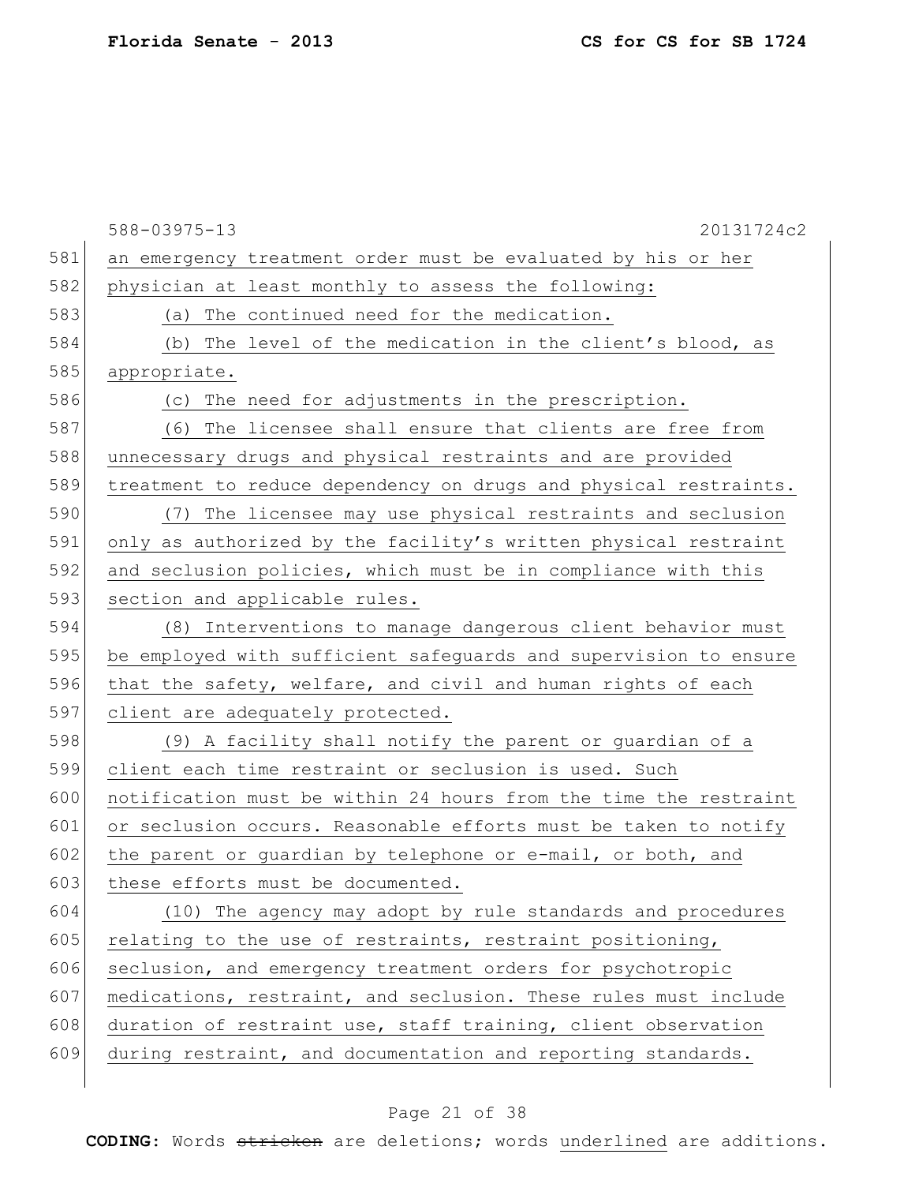an emergency treatment order must be evaluated by his or her physician at least monthly to assess the following:

(a) The continued need for the medication.

(b) The level of the medication in the client's blood, as appropriate.

(c) The need for adjustments in the prescription.

(6) The licensee shall ensure that clients are free from unnecessary drugs and physical restraints and are provided treatment to reduce dependency on drugs and physical restraints.

(7) The licensee may use physical restraints and seclusion only as authorized by the facility's written physical restraint and seclusion policies, which must be in compliance with this section and applicable rules.

(8) Interventions to manage dangerous client behavior must be employed with sufficient safeguards and supervision to ensure that the safety, welfare, and civil and human rights of each client are adequately protected.

(9) A facility shall notify the parent or guardian of a client each time restraint or seclusion is used. Such notification must be within 24 hours from the time the restraint or seclusion occurs. Reasonable efforts must be taken to notify the parent or guardian by telephone or e-mail, or both, and these efforts must be documented.

(10) The agency may adopt by rule standards and procedures relating to the use of restraints, restraint positioning, seclusion, and emergency treatment orders for psychotropic medications, restraint, and seclusion. These rules must include duration of restraint use, staff training, client observation during restraint, and documentation and reporting standards.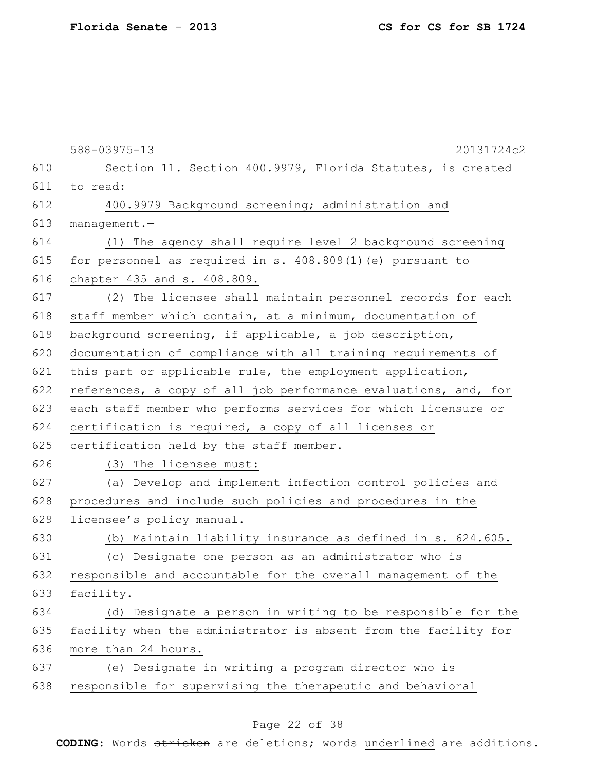588-03975-13 20131724c2

Section 11. Section 400.9979, Florida Statutes, is created to read:

400.9979 Background screening; administration and management.—

(1) The agency shall require level 2 background screening for personnel as required in s. 408.809(1)(e) pursuant to chapter 435 and s. 408.809.

(2) The licensee shall maintain personnel records for each staff member which contain, at a minimum, documentation of background screening, if applicable, a job description, documentation of compliance with all training requirements of this part or applicable rule, the employment application, references, a copy of all job performance evaluations, and, for each staff member who performs services for which licensure or certification is required, a copy of all licenses or certification held by the staff member.

(3) The licensee must:

(a) Develop and implement infection control policies and procedures and include such policies and procedures in the licensee's policy manual.

(b) Maintain liability insurance as defined in s. 624.605.

(c) Designate one person as an administrator who is responsible and accountable for the overall management of the facility.

(d) Designate a person in writing to be responsible for the facility when the administrator is absent from the facility for more than 24 hours.

(e) Designate in writing a program director who is responsible for supervising the therapeutic and behavioral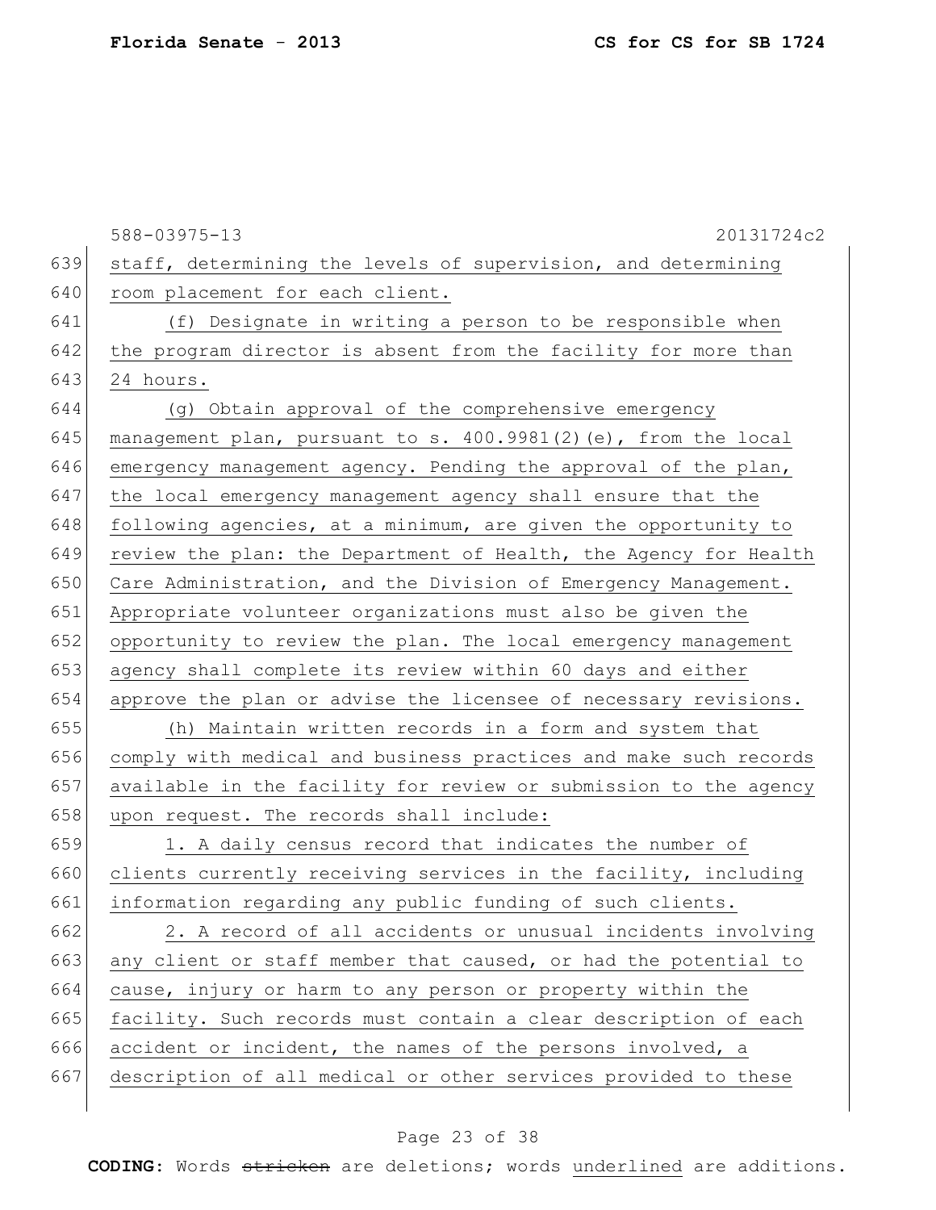staff, determining the levels of supervision, and determining room placement for each client.

(f) Designate in writing a person to be responsible when the program director is absent from the facility for more than 24 hours.

(g) Obtain approval of the comprehensive emergency management plan, pursuant to s. 400.9981(2)(e), from the local emergency management agency. Pending the approval of the plan, the local emergency management agency shall ensure that the following agencies, at a minimum, are given the opportunity to review the plan: the Department of Health, the Agency for Health Care Administration, and the Division of Emergency Management. Appropriate volunteer organizations must also be given the opportunity to review the plan. The local emergency management agency shall complete its review within 60 days and either approve the plan or advise the licensee of necessary revisions.

(h) Maintain written records in a form and system that comply with medical and business practices and make such records available in the facility for review or submission to the agency upon request. The records shall include:

1. A daily census record that indicates the number of clients currently receiving services in the facility, including information regarding any public funding of such clients.

2. A record of all accidents or unusual incidents involving any client or staff member that caused, or had the potential to cause, injury or harm to any person or property within the facility. Such records must contain a clear description of each accident or incident, the names of the persons involved, a description of all medical or other services provided to these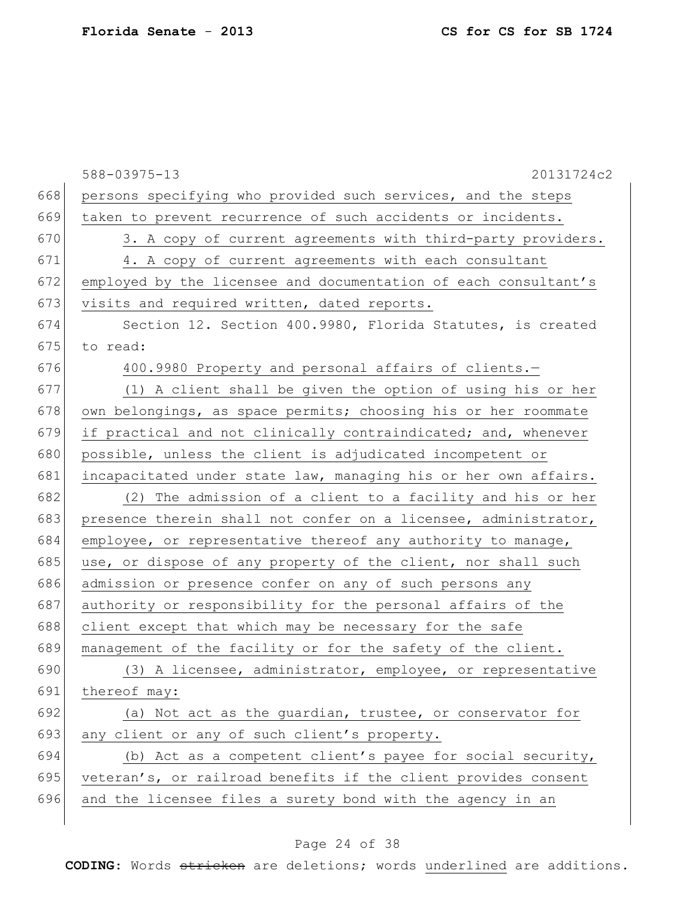persons specifying who provided such services, and the steps taken to prevent recurrence of such accidents or incidents.

3. A copy of current agreements with third-party providers.

4. A copy of current agreements with each consultant employed by the licensee and documentation of each consultant's visits and required written, dated reports.

Section 12. Section 400.9980, Florida Statutes, is created to read:

400.9980 Property and personal affairs of clients.—

(1) A client shall be given the option of using his or her own belongings, as space permits; choosing his or her roommate if practical and not clinically contraindicated; and, whenever possible, unless the client is adjudicated incompetent or incapacitated under state law, managing his or her own affairs.

(2) The admission of a client to a facility and his or her presence therein shall not confer on a licensee, administrator, employee, or representative thereof any authority to manage, use, or dispose of any property of the client, nor shall such admission or presence confer on any of such persons any authority or responsibility for the personal affairs of the client except that which may be necessary for the safe management of the facility or for the safety of the client.

(3) A licensee, administrator, employee, or representative thereof may:

(a) Not act as the guardian, trustee, or conservator for any client or any of such client's property.

(b) Act as a competent client's payee for social security, veteran's, or railroad benefits if the client provides consent and the licensee files a surety bond with the agency in an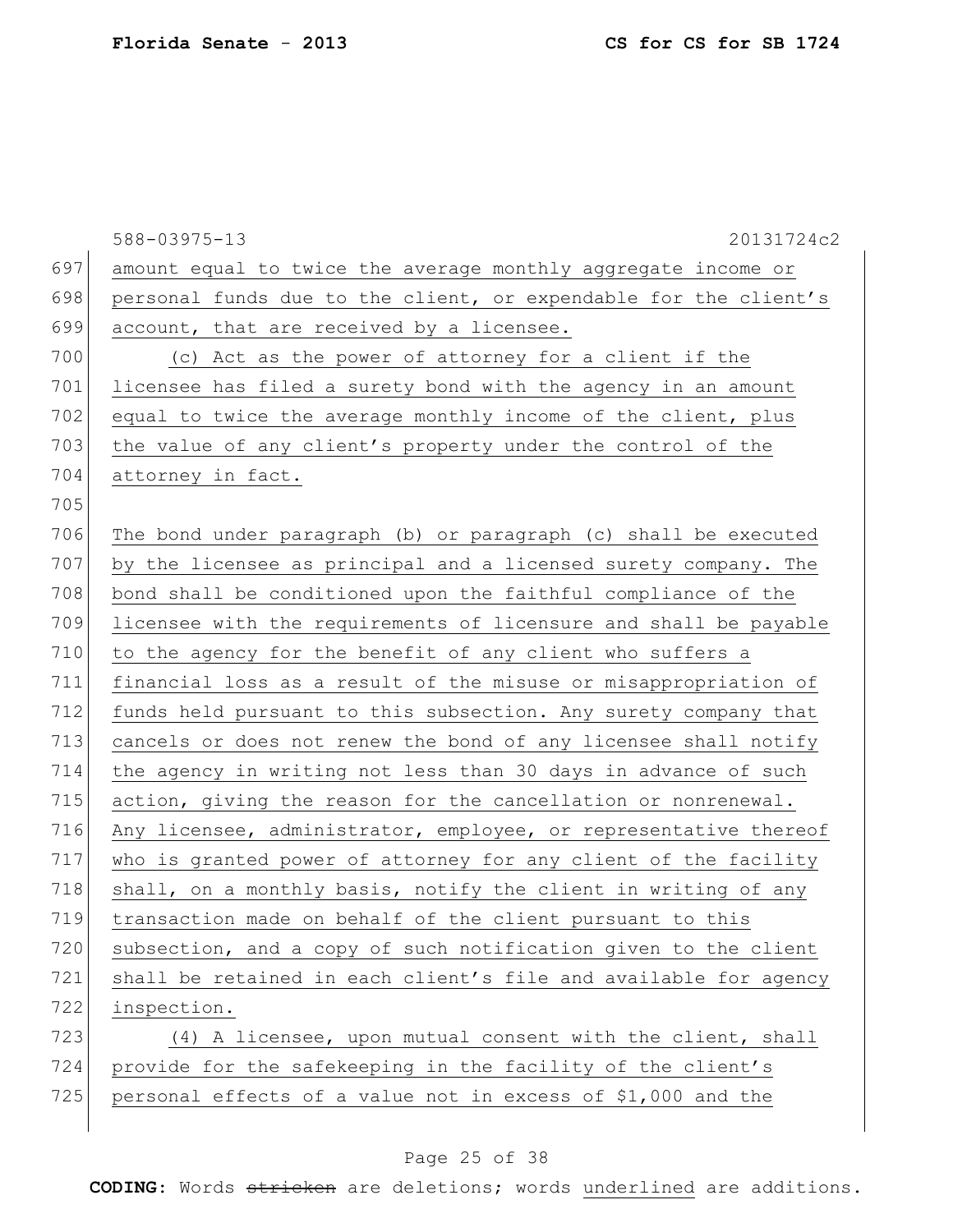amount equal to twice the average monthly aggregate income or personal funds due to the client, or expendable for the client's account, that are received by a licensee.

(c) Act as the power of attorney for a client if the licensee has filed a surety bond with the agency in an amount equal to twice the average monthly income of the client, plus the value of any client's property under the control of the attorney in fact.

The bond under paragraph (b) or paragraph (c) shall be executed by the licensee as principal and a licensed surety company. The bond shall be conditioned upon the faithful compliance of the licensee with the requirements of licensure and shall be payable to the agency for the benefit of any client who suffers a financial loss as a result of the misuse or misappropriation of funds held pursuant to this subsection. Any surety company that cancels or does not renew the bond of any licensee shall notify the agency in writing not less than 30 days in advance of such action, giving the reason for the cancellation or nonrenewal. Any licensee, administrator, employee, or representative thereof who is granted power of attorney for any client of the facility shall, on a monthly basis, notify the client in writing of any transaction made on behalf of the client pursuant to this subsection, and a copy of such notification given to the client shall be retained in each client's file and available for agency inspection.

(4) A licensee, upon mutual consent with the client, shall provide for the safekeeping in the facility of the client's personal effects of a value not in excess of $1,000 and the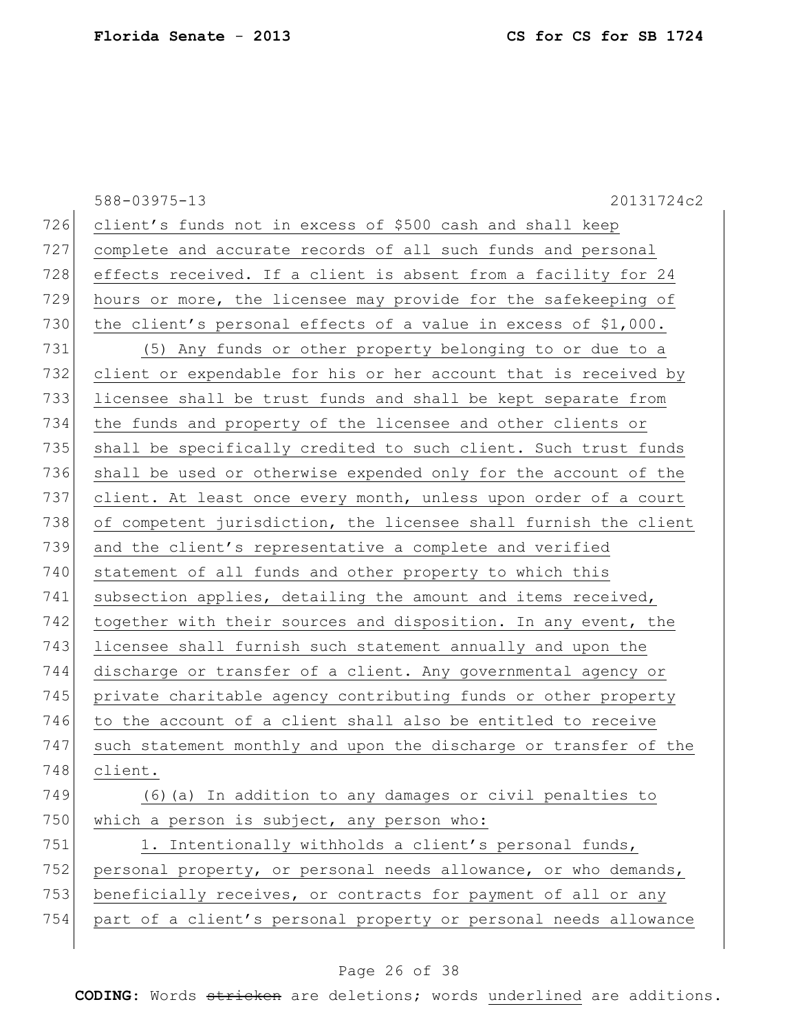client's funds not in excess of $500 cash and shall keep complete and accurate records of all such funds and personal effects received. If a client is absent from a facility for 24 hours or more, the licensee may provide for the safekeeping of the client's personal effects of a value in excess of $1,000.

(5) Any funds or other property belonging to or due to a client or expendable for his or her account that is received by licensee shall be trust funds and shall be kept separate from the funds and property of the licensee and other clients or shall be specifically credited to such client. Such trust funds shall be used or otherwise expended only for the account of the client. At least once every month, unless upon order of a court of competent jurisdiction, the licensee shall furnish the client and the client's representative a complete and verified statement of all funds and other property to which this subsection applies, detailing the amount and items received, together with their sources and disposition. In any event, the licensee shall furnish such statement annually and upon the discharge or transfer of a client. Any governmental agency or private charitable agency contributing funds or other property to the account of a client shall also be entitled to receive such statement monthly and upon the discharge or transfer of the client.

(6)(a) In addition to any damages or civil penalties to which a person is subject, any person who:

1. Intentionally withholds a client's personal funds, personal property, or personal needs allowance, or who demands, beneficially receives, or contracts for payment of all or any part of a client's personal property or personal needs allowance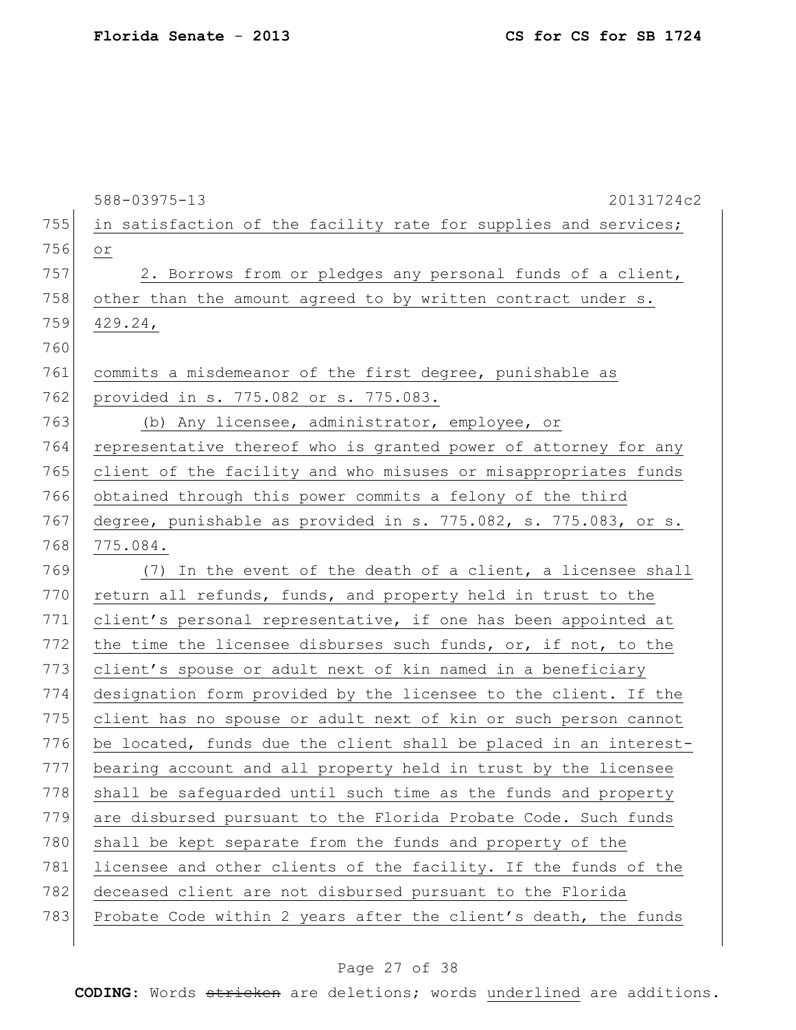in satisfaction of the facility rate for supplies and services; or

2. Borrows from or pledges any personal funds of a client, other than the amount agreed to by written contract under s. 429.24,

commits a misdemeanor of the first degree, punishable as provided in s. 775.082 or s. 775.083.

(b) Any licensee, administrator, employee, or representative thereof who is granted power of attorney for any client of the facility and who misuses or misappropriates funds obtained through this power commits a felony of the third degree, punishable as provided in s. 775.082, s. 775.083, or s. 775.084.

(7) In the event of the death of a client, a licensee shall return all refunds, funds, and property held in trust to the client's personal representative, if one has been appointed at the time the licensee disburses such funds, or, if not, to the client's spouse or adult next of kin named in a beneficiary designation form provided by the licensee to the client. If the client has no spouse or adult next of kin or such person cannot be located, funds due the client shall be placed in an interest-bearing account and all property held in trust by the licensee shall be safeguarded until such time as the funds and property are disbursed pursuant to the Florida Probate Code. Such funds shall be kept separate from the funds and property of the licensee and other clients of the facility. If the funds of the deceased client are not disbursed pursuant to the Florida Probate Code within 2 years after the client's death, the funds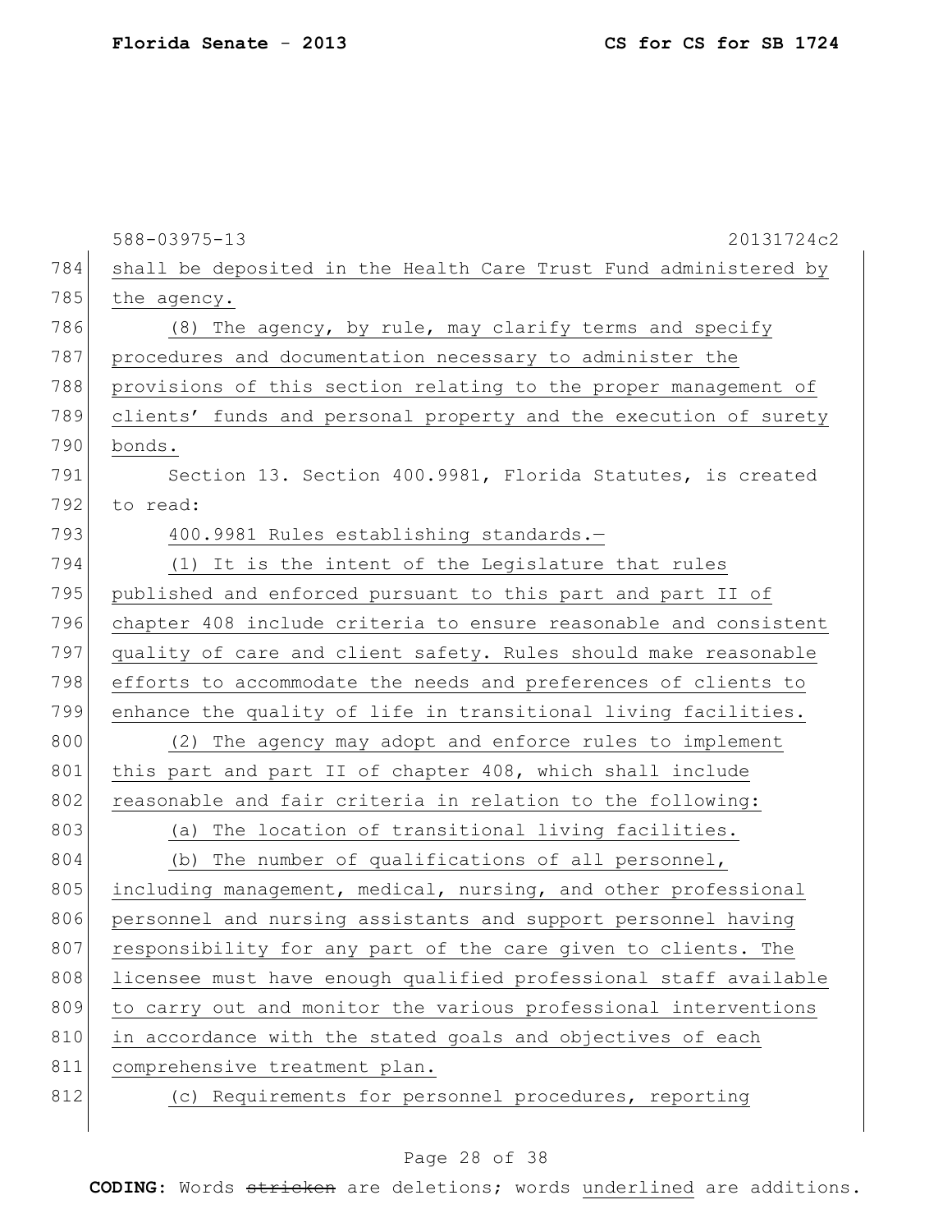588-03975-13 20131724c2

shall be deposited in the Health Care Trust Fund administered by the agency.

(8) The agency, by rule, may clarify terms and specify procedures and documentation necessary to administer the provisions of this section relating to the proper management of clients' funds and personal property and the execution of surety bonds.

Section 13. Section 400.9981, Florida Statutes, is created to read:

<u>400.9981 Rules establishing standards.—</u>

<u>(1) It is the intent of the Legislature that rules published and enforced pursuant to this part and part II of chapter 408 include criteria to ensure reasonable and consistent quality of care and client safety. Rules should make reasonable efforts to accommodate the needs and preferences of clients to enhance the quality of life in transitional living facilities.</u>

<u>(2) The agency may adopt and enforce rules to implement this part and part II of chapter 408, which shall include reasonable and fair criteria in relation to the following:</u>

<u>(a) The location of transitional living facilities.</u>

<u>(b) The number of qualifications of all personnel, including management, medical, nursing, and other professional personnel and nursing assistants and support personnel having responsibility for any part of the care given to clients. The licensee must have enough qualified professional staff available to carry out and monitor the various professional interventions in accordance with the stated goals and objectives of each comprehensive treatment plan.</u>

<u>(c) Requirements for personnel procedures, reporting</u>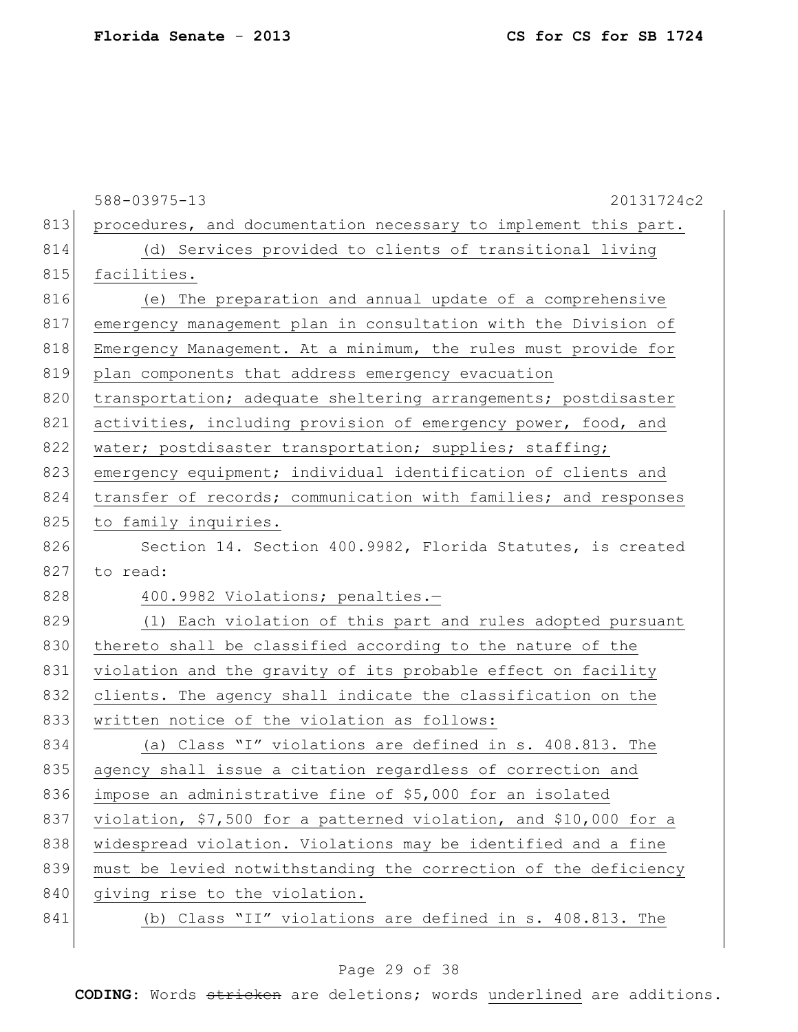procedures, and documentation necessary to implement this part.

(d) Services provided to clients of transitional living facilities.

(e) The preparation and annual update of a comprehensive emergency management plan in consultation with the Division of Emergency Management. At a minimum, the rules must provide for plan components that address emergency evacuation transportation; adequate sheltering arrangements; postdisaster activities, including provision of emergency power, food, and water; postdisaster transportation; supplies; staffing; emergency equipment; individual identification of clients and transfer of records; communication with families; and responses to family inquiries.

Section 14. Section 400.9982, Florida Statutes, is created to read:

400.9982 Violations; penalties.—

(1) Each violation of this part and rules adopted pursuant thereto shall be classified according to the nature of the violation and the gravity of its probable effect on facility clients. The agency shall indicate the classification on the written notice of the violation as follows:

(a) Class "I" violations are defined in s. 408.813. The agency shall issue a citation regardless of correction and impose an administrative fine of $5,000 for an isolated violation, $7,500 for a patterned violation, and $10,000 for a widespread violation. Violations may be identified and a fine must be levied notwithstanding the correction of the deficiency giving rise to the violation.

(b) Class "II" violations are defined in s. 408.813. The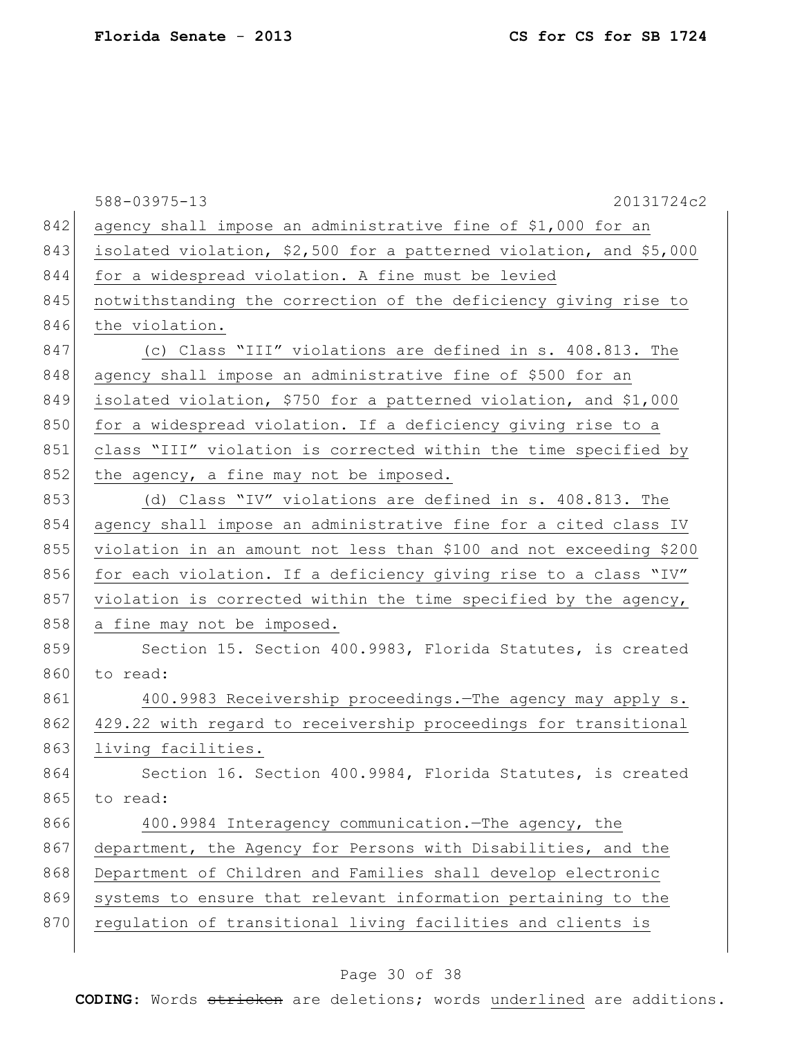agency shall impose an administrative fine of $1,000 for an isolated violation, $2,500 for a patterned violation, and $5,000 for a widespread violation. A fine must be levied notwithstanding the correction of the deficiency giving rise to the violation.

(c) Class "III" violations are defined in s. 408.813. The agency shall impose an administrative fine of $500 for an isolated violation, $750 for a patterned violation, and $1,000 for a widespread violation. If a deficiency giving rise to a class "III" violation is corrected within the time specified by the agency, a fine may not be imposed.

(d) Class "IV" violations are defined in s. 408.813. The agency shall impose an administrative fine for a cited class IV violation in an amount not less than $100 and not exceeding $200 for each violation. If a deficiency giving rise to a class "IV" violation is corrected within the time specified by the agency, a fine may not be imposed.

Section 15. Section 400.9983, Florida Statutes, is created to read:

400.9983 Receivership proceedings.—The agency may apply s. 429.22 with regard to receivership proceedings for transitional living facilities.

Section 16. Section 400.9984, Florida Statutes, is created to read:

400.9984 Interagency communication.—The agency, the department, the Agency for Persons with Disabilities, and the Department of Children and Families shall develop electronic systems to ensure that relevant information pertaining to the regulation of transitional living facilities and clients is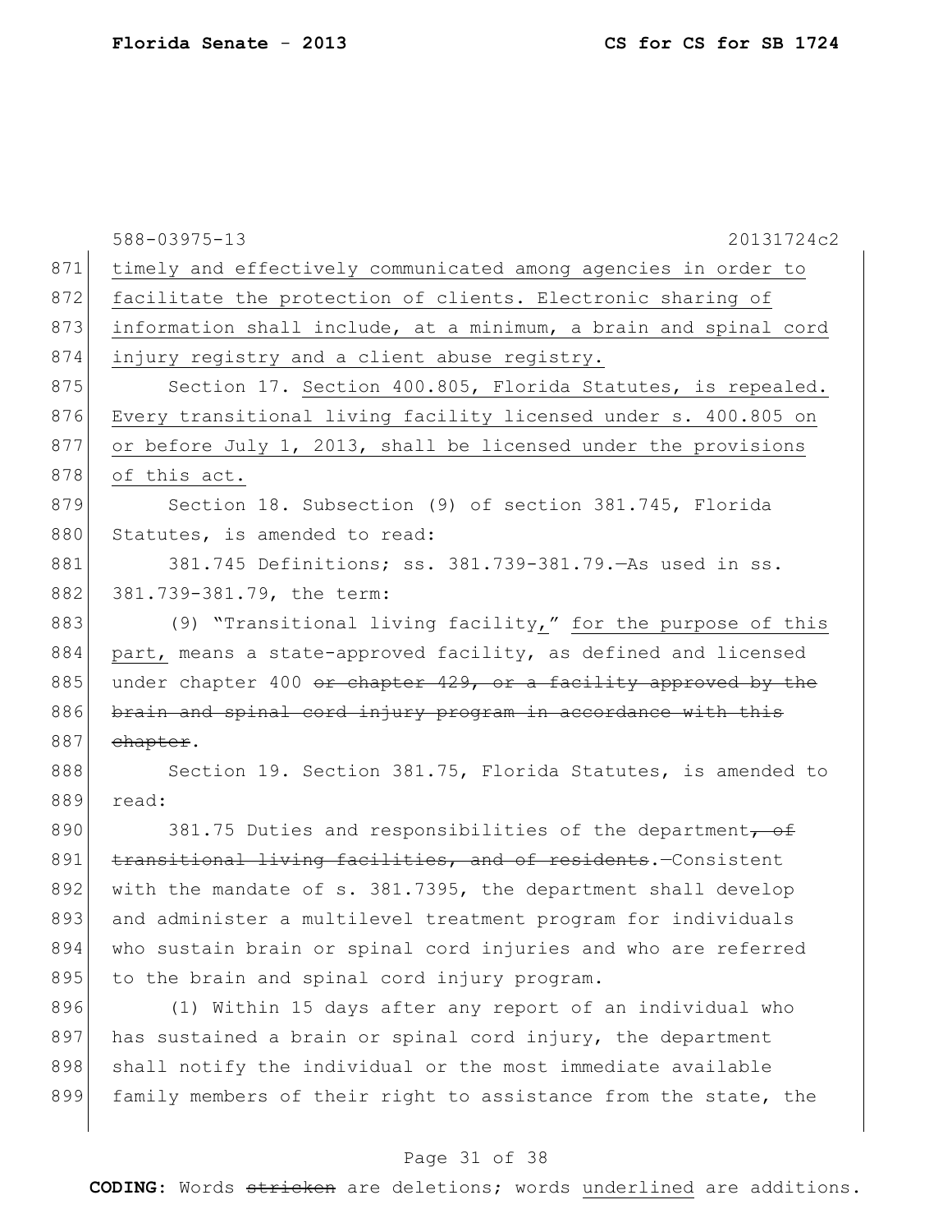timely and effectively communicated among agencies in order to facilitate the protection of clients. Electronic sharing of information shall include, at a minimum, a brain and spinal cord injury registry and a client abuse registry.

Section 17. Section 400.805, Florida Statutes, is repealed. Every transitional living facility licensed under s. 400.805 on or before July 1, 2013, shall be licensed under the provisions of this act.

Section 18. Subsection (9) of section 381.745, Florida Statutes, is amended to read:

381.745 Definitions; ss. 381.739-381.79.—As used in ss. 381.739-381.79, the term:

(9) "Transitional living facility," for the purpose of this part, means a state-approved facility, as defined and licensed under chapter 400 ~~or chapter 429, or a facility approved by the brain and spinal cord injury program in accordance with this chapter~~.

Section 19. Section 381.75, Florida Statutes, is amended to read:

381.75 Duties and responsibilities of the department~~, of transitional living facilities, and of residents~~.—Consistent with the mandate of s. 381.7395, the department shall develop and administer a multilevel treatment program for individuals who sustain brain or spinal cord injuries and who are referred to the brain and spinal cord injury program.

(1) Within 15 days after any report of an individual who has sustained a brain or spinal cord injury, the department shall notify the individual or the most immediate available family members of their right to assistance from the state, the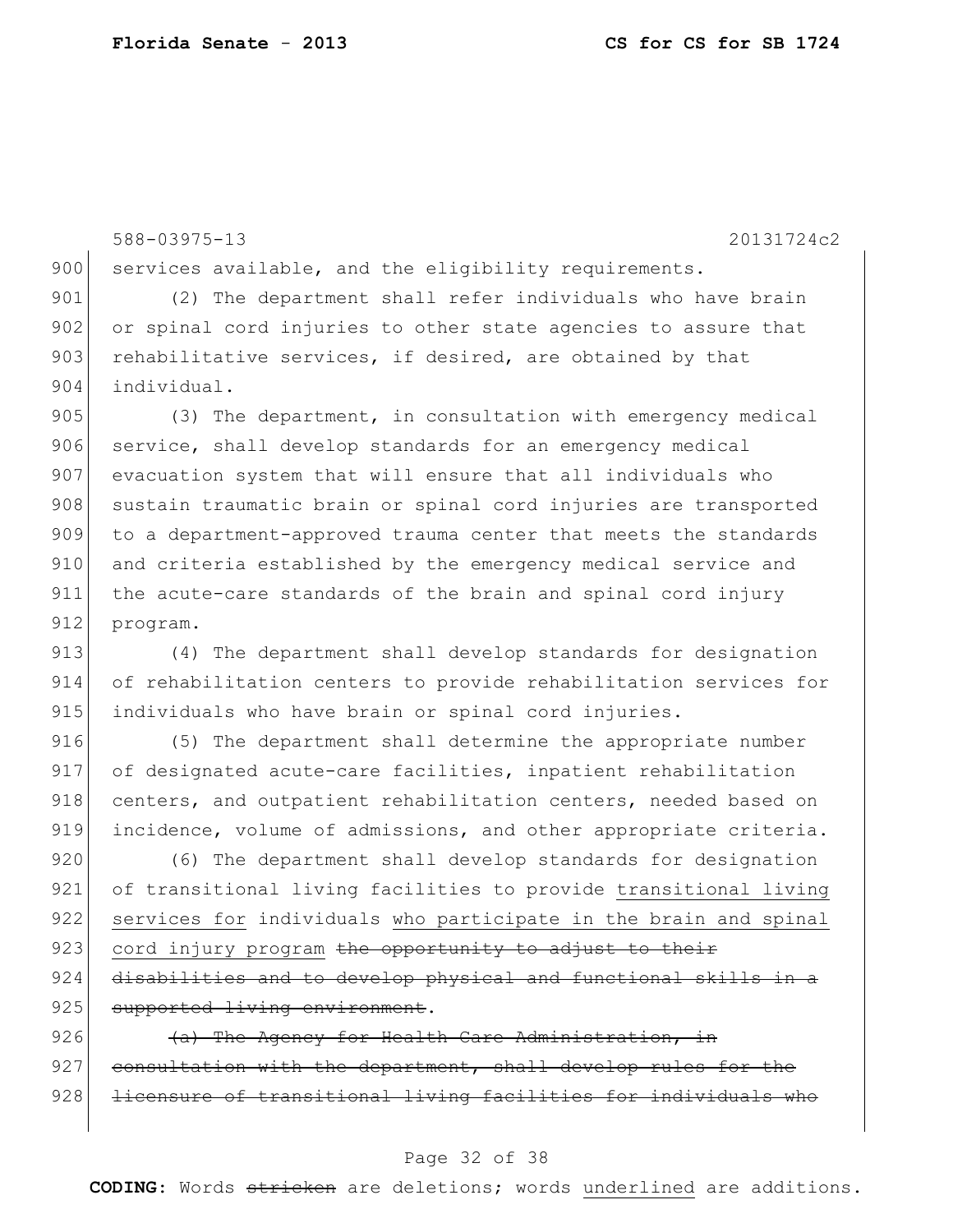services available, and the eligibility requirements.

(2) The department shall refer individuals who have brain or spinal cord injuries to other state agencies to assure that rehabilitative services, if desired, are obtained by that individual.

(3) The department, in consultation with emergency medical service, shall develop standards for an emergency medical evacuation system that will ensure that all individuals who sustain traumatic brain or spinal cord injuries are transported to a department-approved trauma center that meets the standards and criteria established by the emergency medical service and the acute-care standards of the brain and spinal cord injury program.

(4) The department shall develop standards for designation of rehabilitation centers to provide rehabilitation services for individuals who have brain or spinal cord injuries.

(5) The department shall determine the appropriate number of designated acute-care facilities, inpatient rehabilitation centers, and outpatient rehabilitation centers, needed based on incidence, volume of admissions, and other appropriate criteria.

(6) The department shall develop standards for designation of transitional living facilities to provide <u>transitional living services for</u> individuals <u>who participate in the brain and spinal cord injury program</u> ~~the opportunity to adjust to their disabilities and to develop physical and functional skills in a supported living environment~~.

~~(a) The Agency for Health Care Administration, in consultation with the department, shall develop rules for the licensure of transitional living facilities for individuals who~~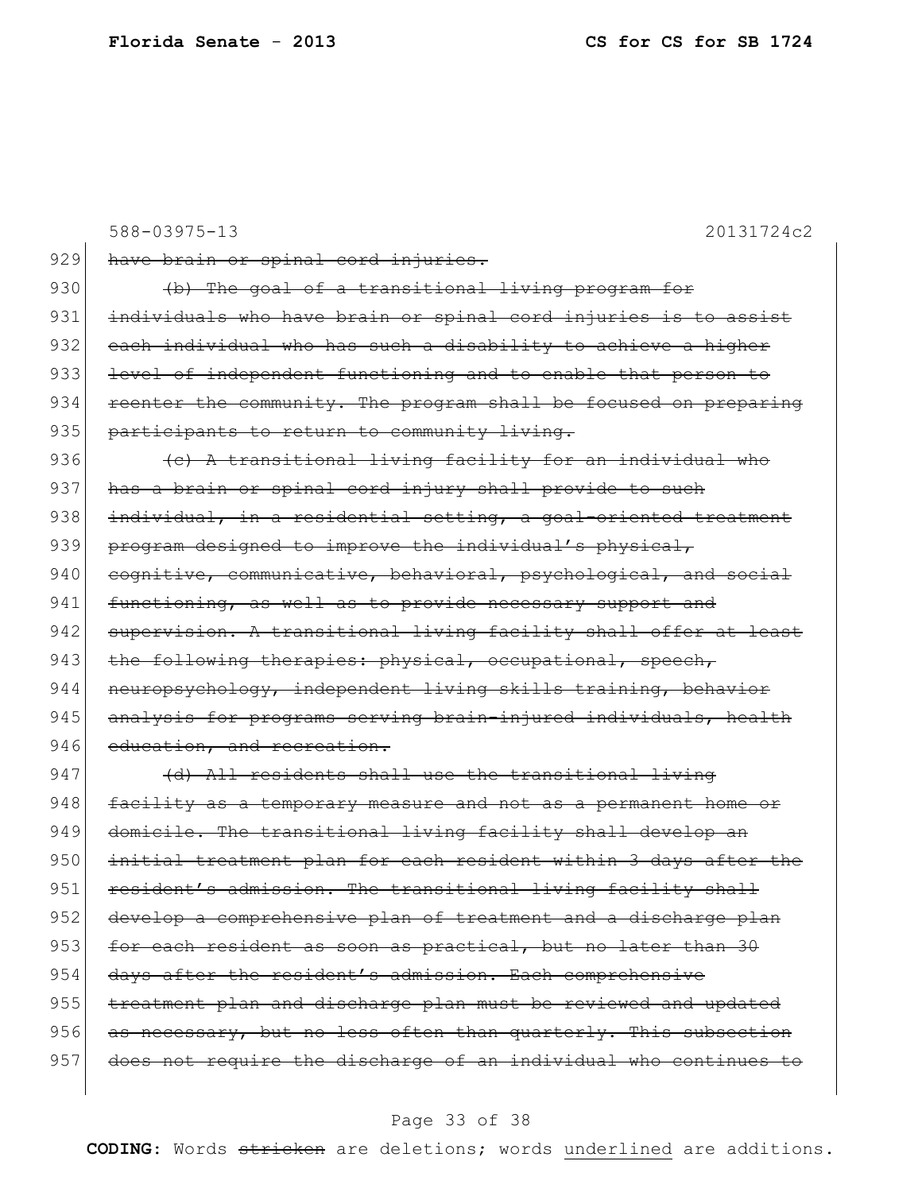588-03975-13 20131724c2

929 ~~have brain or spinal cord injuries.~~

930 ~~(b) The goal of a transitional living program for~~
931 ~~individuals who have brain or spinal cord injuries is to assist~~
932 ~~each individual who has such a disability to achieve a higher~~
933 ~~level of independent functioning and to enable that person to~~
934 ~~reenter the community. The program shall be focused on preparing~~
935 ~~participants to return to community living.~~

936 ~~(c) A transitional living facility for an individual who~~
937 ~~has a brain or spinal cord injury shall provide to such~~
938 ~~individual, in a residential setting, a goal-oriented treatment~~
939 ~~program designed to improve the individual's physical,~~
940 ~~cognitive, communicative, behavioral, psychological, and social~~
941 ~~functioning, as well as to provide necessary support and~~
942 ~~supervision. A transitional living facility shall offer at least~~
943 ~~the following therapies: physical, occupational, speech,~~
944 ~~neuropsychology, independent living skills training, behavior~~
945 ~~analysis for programs serving brain-injured individuals, health~~
946 ~~education, and recreation.~~

947 ~~(d) All residents shall use the transitional living~~
948 ~~facility as a temporary measure and not as a permanent home or~~
949 ~~domicile. The transitional living facility shall develop an~~
950 ~~initial treatment plan for each resident within 3 days after the~~
951 ~~resident's admission. The transitional living facility shall~~
952 ~~develop a comprehensive plan of treatment and a discharge plan~~
953 ~~for each resident as soon as practical, but no later than 30~~
954 ~~days after the resident's admission. Each comprehensive~~
955 ~~treatment plan and discharge plan must be reviewed and updated~~
956 ~~as necessary, but no less often than quarterly. This subsection~~
957 ~~does not require the discharge of an individual who continues to~~

**CODING:** Words ~~stricken~~ are deletions; words underlined are additions.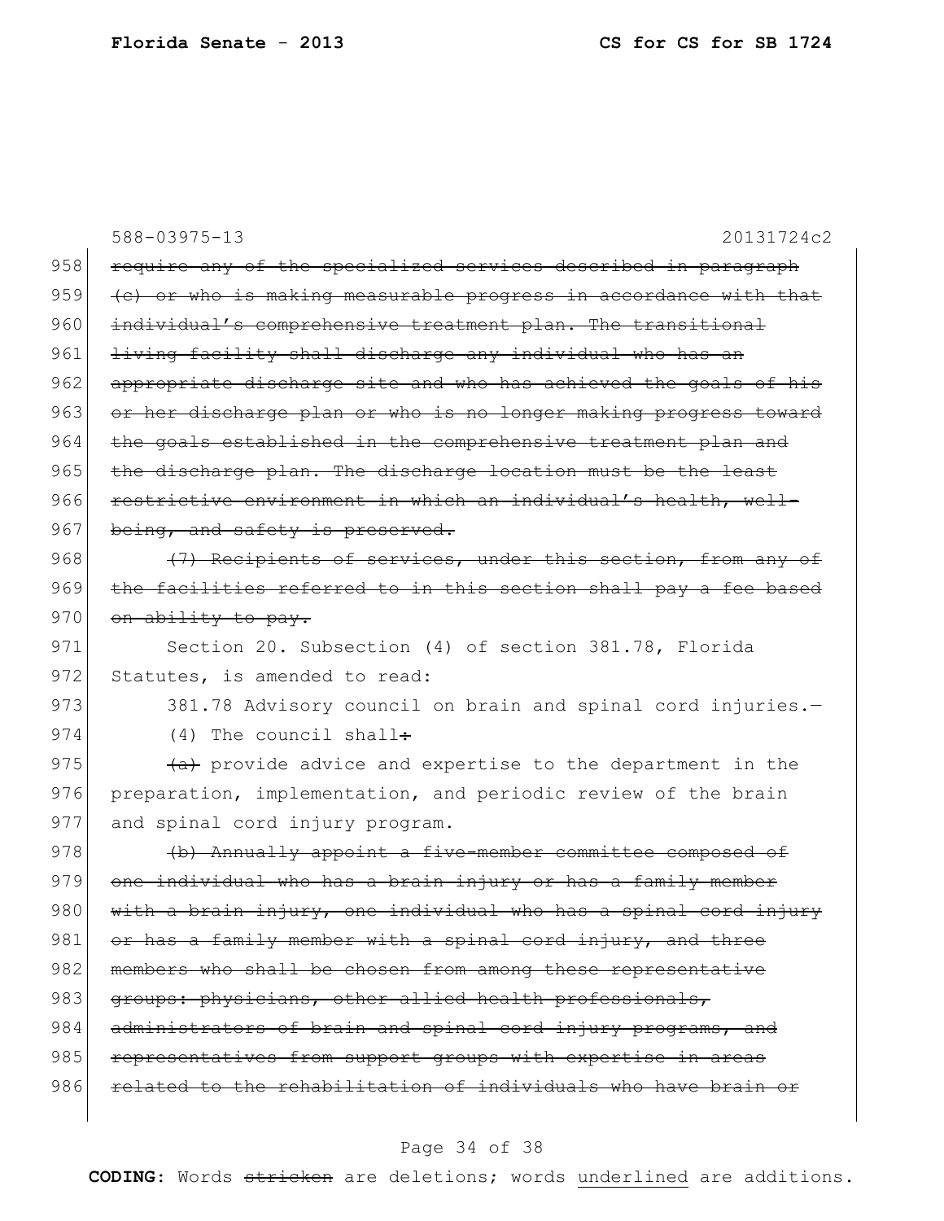588-03975-13 20131724c2

958 ~~require any of the specialized services described in paragraph~~
959 ~~(c) or who is making measurable progress in accordance with that~~
960 ~~individual's comprehensive treatment plan. The transitional~~
961 ~~living facility shall discharge any individual who has an~~
962 ~~appropriate discharge site and who has achieved the goals of his~~
963 ~~or her discharge plan or who is no longer making progress toward~~
964 ~~the goals established in the comprehensive treatment plan and~~
965 ~~the discharge plan. The discharge location must be the least~~
966 ~~restrictive environment in which an individual's health, well-~~
967 ~~being, and safety is preserved.~~

968 ~~(7) Recipients of services, under this section, from any of~~
969 ~~the facilities referred to in this section shall pay a fee based~~
970 ~~on ability to pay.~~

971 Section 20. Subsection (4) of section 381.78, Florida
972 Statutes, is amended to read:

973 381.78 Advisory council on brain and spinal cord injuries.—

974 (4) The council shall~~:~~

975 ~~(a)~~ provide advice and expertise to the department in the
976 preparation, implementation, and periodic review of the brain
977 and spinal cord injury program.

978 ~~(b) Annually appoint a five-member committee composed of~~
979 ~~one individual who has a brain injury or has a family member~~
980 ~~with a brain injury, one individual who has a spinal cord injury~~
981 ~~or has a family member with a spinal cord injury, and three~~
982 ~~members who shall be chosen from among these representative~~
983 ~~groups: physicians, other allied health professionals,~~
984 ~~administrators of brain and spinal cord injury programs, and~~
985 ~~representatives from support groups with expertise in areas~~
986 ~~related to the rehabilitation of individuals who have brain or~~

**CODING:** Words ~~stricken~~ are deletions; words <u>underlined</u> are additions.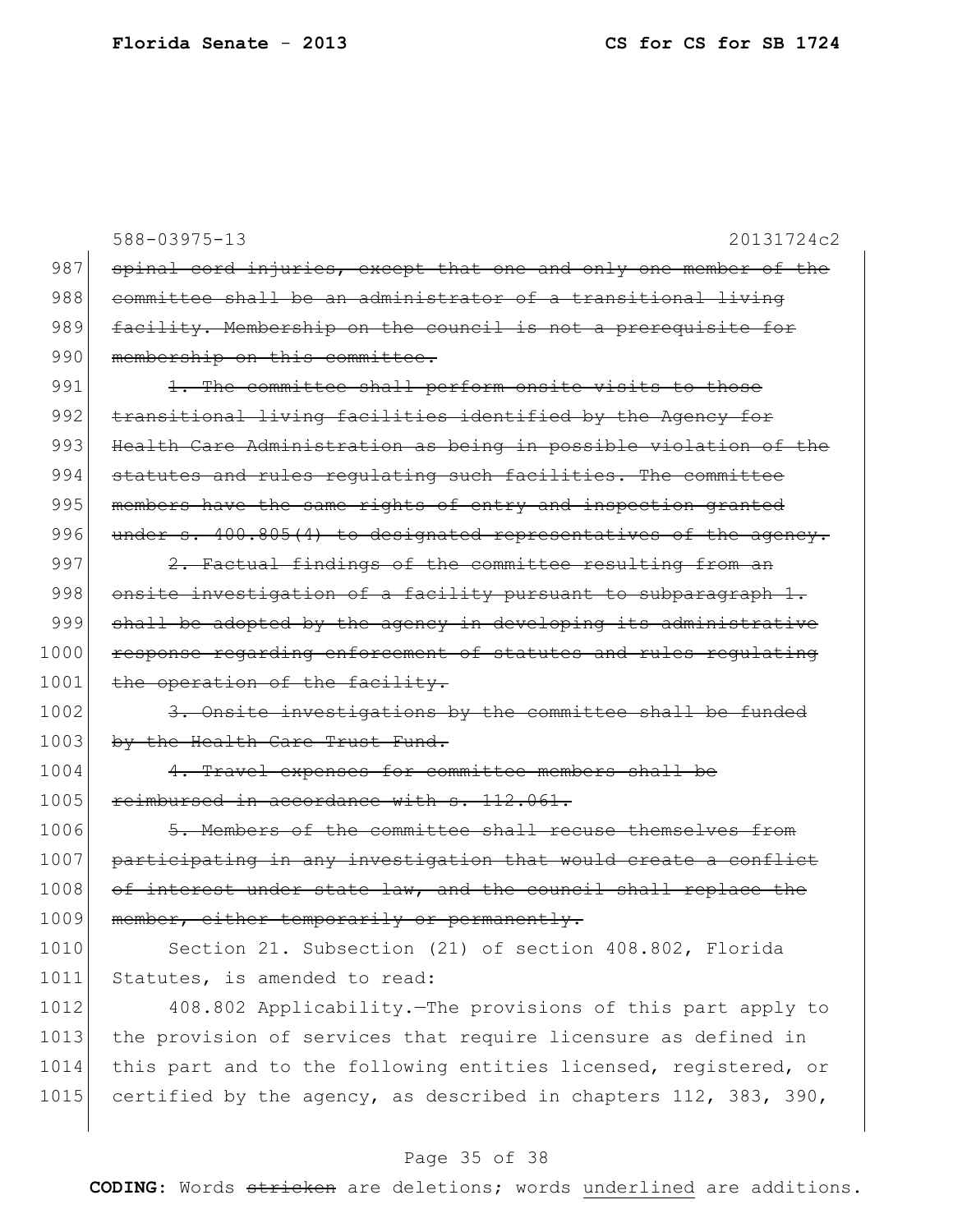588-03975-13 20131724c2

987 ~~spinal cord injuries, except that one and only one member of the~~
988 ~~committee shall be an administrator of a transitional living~~
989 ~~facility. Membership on the council is not a prerequisite for~~
990 ~~membership on this committee.~~

991 ~~1. The committee shall perform onsite visits to those~~
992 ~~transitional living facilities identified by the Agency for~~
993 ~~Health Care Administration as being in possible violation of the~~
994 ~~statutes and rules regulating such facilities. The committee~~
995 ~~members have the same rights of entry and inspection granted~~
996 ~~under s. 400.805(4) to designated representatives of the agency.~~

997 ~~2. Factual findings of the committee resulting from an~~
998 ~~onsite investigation of a facility pursuant to subparagraph 1.~~
999 ~~shall be adopted by the agency in developing its administrative~~
1000 ~~response regarding enforcement of statutes and rules regulating~~
1001 ~~the operation of the facility.~~

1002 ~~3. Onsite investigations by the committee shall be funded~~
1003 ~~by the Health Care Trust Fund.~~

1004 ~~4. Travel expenses for committee members shall be~~
1005 ~~reimbursed in accordance with s. 112.061.~~

1006 ~~5. Members of the committee shall recuse themselves from~~
1007 ~~participating in any investigation that would create a conflict~~
1008 ~~of interest under state law, and the council shall replace the~~
1009 ~~member, either temporarily or permanently.~~

1010 Section 21. Subsection (21) of section 408.802, Florida
1011 Statutes, is amended to read:

1012 408.802 Applicability.—The provisions of this part apply to
1013 the provision of services that require licensure as defined in
1014 this part and to the following entities licensed, registered, or
1015 certified by the agency, as described in chapters 112, 383, 390,

**CODING:** Words ~~stricken~~ are deletions; words <u>underlined</u> are additions.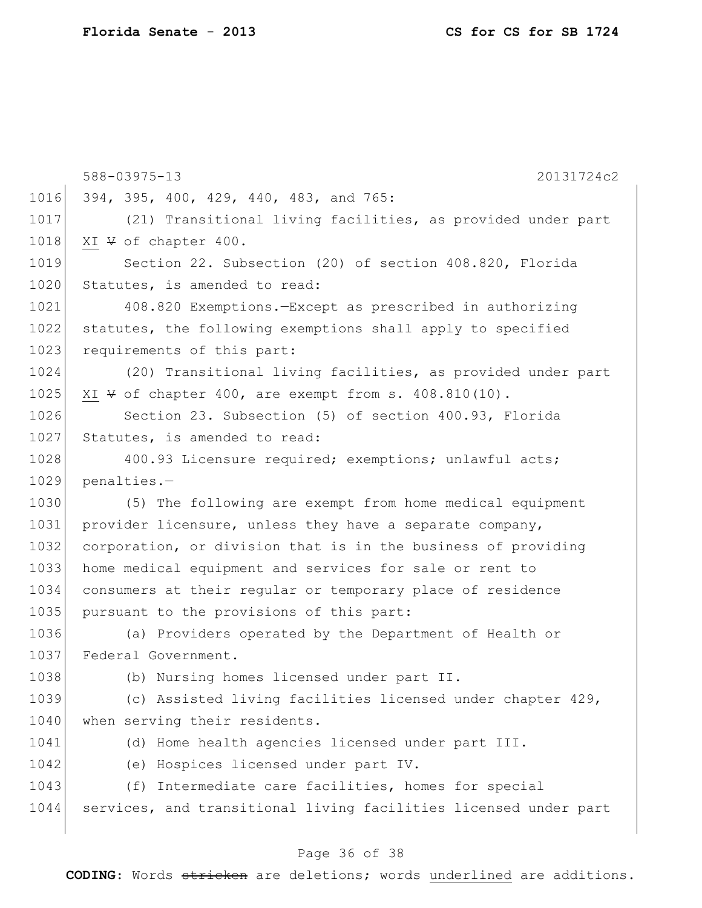588-03975-13 20131724c2

1016 394, 395, 400, 429, 440, 483, and 765:

1017 (21) Transitional living facilities, as provided under part

1018 <u>XI</u> ~~V~~ of chapter 400.

1019 Section 22. Subsection (20) of section 408.820, Florida

1020 Statutes, is amended to read:

1021 408.820 Exemptions.—Except as prescribed in authorizing

1022 statutes, the following exemptions shall apply to specified

1023 requirements of this part:

1024 (20) Transitional living facilities, as provided under part

1025 <u>XI</u> ~~V~~ of chapter 400, are exempt from s. 408.810(10).

1026 Section 23. Subsection (5) of section 400.93, Florida

1027 Statutes, is amended to read:

1028 400.93 Licensure required; exemptions; unlawful acts;

1029 penalties.—

1030 (5) The following are exempt from home medical equipment

1031 provider licensure, unless they have a separate company,

1032 corporation, or division that is in the business of providing

1033 home medical equipment and services for sale or rent to

1034 consumers at their regular or temporary place of residence

1035 pursuant to the provisions of this part:

1036 (a) Providers operated by the Department of Health or

1037 Federal Government.

1038 (b) Nursing homes licensed under part II.

1039 (c) Assisted living facilities licensed under chapter 429,

1040 when serving their residents.

1041 (d) Home health agencies licensed under part III.

1042 (e) Hospices licensed under part IV.

1043 (f) Intermediate care facilities, homes for special

1044 services, and transitional living facilities licensed under part

**CODING:** Words ~~stricken~~ are deletions; words <u>underlined</u> are additions.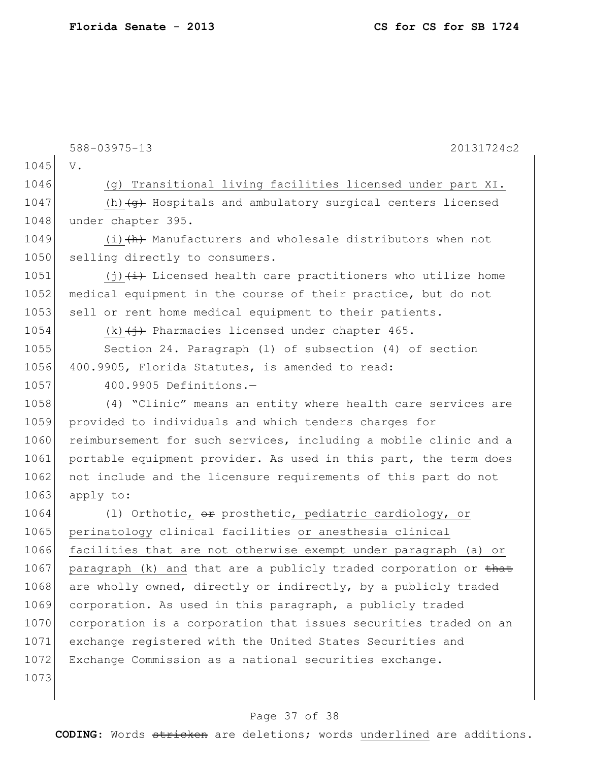588-03975-13 20131724c2

V.

(g) Transitional living facilities licensed under part XI.

(h) ~~(g)~~ Hospitals and ambulatory surgical centers licensed under chapter 395.

(i) ~~(h)~~ Manufacturers and wholesale distributors when not selling directly to consumers.

(j) ~~(i)~~ Licensed health care practitioners who utilize home medical equipment in the course of their practice, but do not sell or rent home medical equipment to their patients.

(k) ~~(j)~~ Pharmacies licensed under chapter 465.

Section 24. Paragraph (l) of subsection (4) of section 400.9905, Florida Statutes, is amended to read:

400.9905 Definitions.—

(4) "Clinic" means an entity where health care services are provided to individuals and which tenders charges for reimbursement for such services, including a mobile clinic and a portable equipment provider. As used in this part, the term does not include and the licensure requirements of this part do not apply to:

(l) Orthotic, ~~or~~ prosthetic, pediatric cardiology, or perinatology clinical facilities or anesthesia clinical facilities that are not otherwise exempt under paragraph (a) or paragraph (k) and that are a publicly traded corporation or ~~that~~ are wholly owned, directly or indirectly, by a publicly traded corporation. As used in this paragraph, a publicly traded corporation is a corporation that issues securities traded on an exchange registered with the United States Securities and Exchange Commission as a national securities exchange.

**CODING:** Words ~~stricken~~ are deletions; words underlined are additions.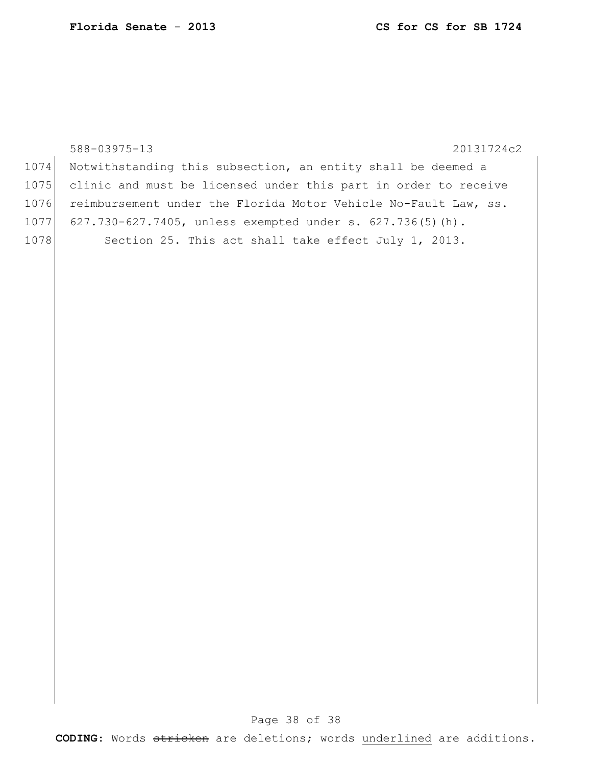Notwithstanding this subsection, an entity shall be deemed a clinic and must be licensed under this part in order to receive reimbursement under the Florida Motor Vehicle No-Fault Law, ss. 627.730-627.7405, unless exempted under s. 627.736(5)(h).

Section 25. This act shall take effect July 1, 2013.

**CODING:** Words ~~stricken~~ are deletions; words <u>underlined</u> are additions.